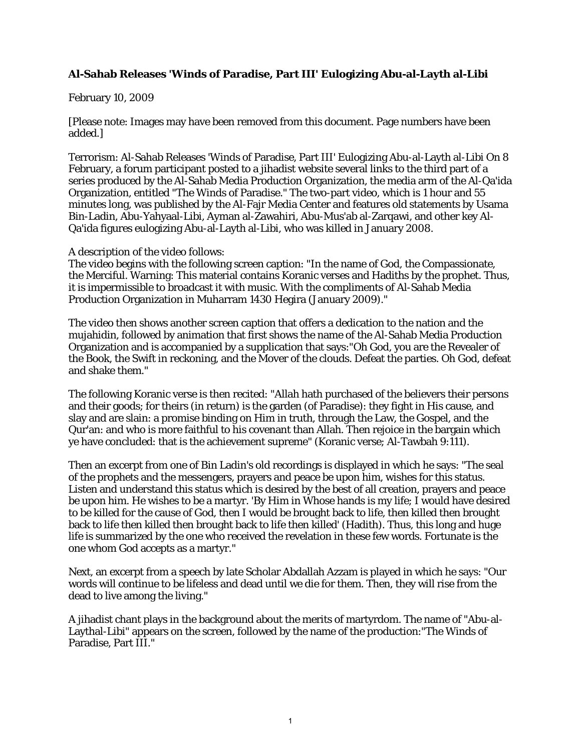**Al-Sahab Releases 'Winds of Paradise, Part III' Eulogizing Abu-al-Layth al-Libi**

February 10, 2009

[Please note: Images may have been removed from this document. Page numbers have been added.]

Terrorism: Al-Sahab Releases 'Winds of Paradise, Part III' Eulogizing Abu-al-Layth al-Libi On 8 February, a forum participant posted to a jihadist website several links to the third part of a series produced by the Al-Sahab Media Production Organization, the media arm of the Al-Qa'ida Organization, entitled "The Winds of Paradise." The two-part video, which is 1 hour and 55 minutes long, was published by the Al-Fajr Media Center and features old statements by Usama Bin-Ladin, Abu-Yahyaal-Libi, Ayman al-Zawahiri, Abu-Mus'ab al-Zarqawi, and other key Al-Qa'ida figures eulogizing Abu-al-Layth al-Libi, who was killed in January 2008.

A description of the video follows:
The video begins with the following screen caption: "In the name of God, the Compassionate, the Merciful. Warning: This material contains Koranic verses and Hadiths by the prophet. Thus, it is impermissible to broadcast it with music. With the compliments of Al-Sahab Media Production Organization in Muharram 1430 Hegira (January 2009)."

The video then shows another screen caption that offers a dedication to the nation and the mujahidin, followed by animation that first shows the name of the Al-Sahab Media Production Organization and is accompanied by a supplication that says:"Oh God, you are the Revealer of the Book, the Swift in reckoning, and the Mover of the clouds. Defeat the parties. Oh God, defeat and shake them."

The following Koranic verse is then recited: "Allah hath purchased of the believers their persons and their goods; for theirs (in return) is the garden (of Paradise): they fight in His cause, and slay and are slain: a promise binding on Him in truth, through the Law, the Gospel, and the Qur'an: and who is more faithful to his covenant than Allah. Then rejoice in the bargain which ye have concluded: that is the achievement supreme" (Koranic verse; Al-Tawbah 9:111).

Then an excerpt from one of Bin Ladin's old recordings is displayed in which he says: "The seal of the prophets and the messengers, prayers and peace be upon him, wishes for this status. Listen and understand this status which is desired by the best of all creation, prayers and peace be upon him. He wishes to be a martyr. 'By Him in Whose hands is my life; I would have desired to be killed for the cause of God, then I would be brought back to life, then killed then brought back to life then killed then brought back to life then killed' (Hadith). Thus, this long and huge life is summarized by the one who received the revelation in these few words. Fortunate is the one whom God accepts as a martyr."

Next, an excerpt from a speech by late Scholar Abdallah Azzam is played in which he says: "Our words will continue to be lifeless and dead until we die for them. Then, they will rise from the dead to live among the living."

A jihadist chant plays in the background about the merits of martyrdom. The name of "Abu-al-Laythal-Libi" appears on the screen, followed by the name of the production:"The Winds of Paradise, Part III."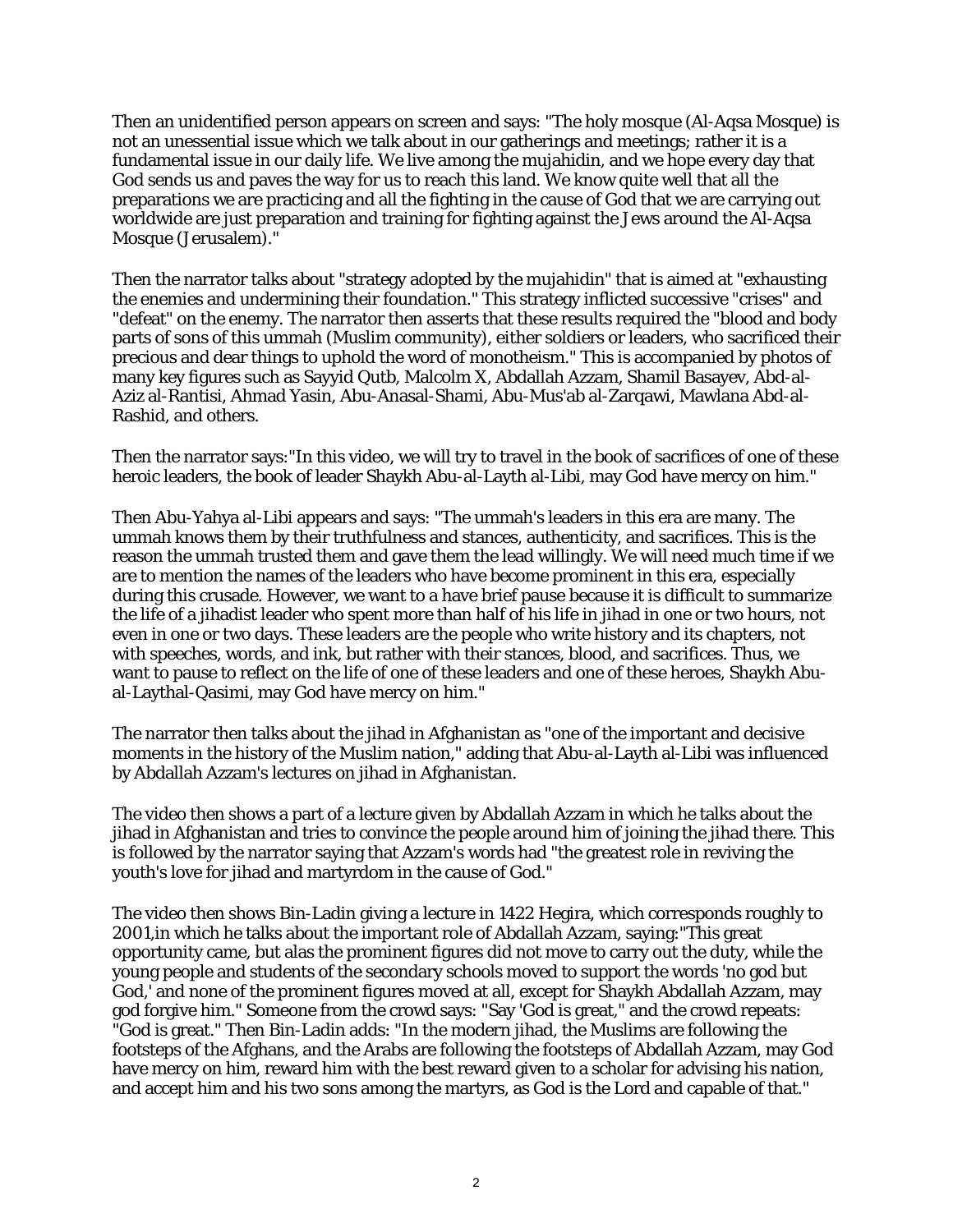Then an unidentified person appears on screen and says: "The holy mosque (Al-Aqsa Mosque) is not an unessential issue which we talk about in our gatherings and meetings; rather it is a fundamental issue in our daily life. We live among the mujahidin, and we hope every day that God sends us and paves the way for us to reach this land. We know quite well that all the preparations we are practicing and all the fighting in the cause of God that we are carrying out worldwide are just preparation and training for fighting against the Jews around the Al-Aqsa Mosque (Jerusalem)."

Then the narrator talks about "strategy adopted by the mujahidin" that is aimed at "exhausting the enemies and undermining their foundation." This strategy inflicted successive "crises" and "defeat" on the enemy. The narrator then asserts that these results required the "blood and body parts of sons of this ummah (Muslim community), either soldiers or leaders, who sacrificed their precious and dear things to uphold the word of monotheism." This is accompanied by photos of many key figures such as Sayyid Qutb, Malcolm X, Abdallah Azzam, Shamil Basayev, Abd-al-Aziz al-Rantisi, Ahmad Yasin, Abu-Anasal-Shami, Abu-Mus'ab al-Zarqawi, Mawlana Abd-al-Rashid, and others.

Then the narrator says:"In this video, we will try to travel in the book of sacrifices of one of these heroic leaders, the book of leader Shaykh Abu-al-Layth al-Libi, may God have mercy on him."

Then Abu-Yahya al-Libi appears and says: "The ummah's leaders in this era are many. The ummah knows them by their truthfulness and stances, authenticity, and sacrifices. This is the reason the ummah trusted them and gave them the lead willingly. We will need much time if we are to mention the names of the leaders who have become prominent in this era, especially during this crusade. However, we want to a have brief pause because it is difficult to summarize the life of a jihadist leader who spent more than half of his life in jihad in one or two hours, not even in one or two days. These leaders are the people who write history and its chapters, not with speeches, words, and ink, but rather with their stances, blood, and sacrifices. Thus, we want to pause to reflect on the life of one of these leaders and one of these heroes, Shaykh Abu-al-Laythal-Qasimi, may God have mercy on him."

The narrator then talks about the jihad in Afghanistan as "one of the important and decisive moments in the history of the Muslim nation," adding that Abu-al-Layth al-Libi was influenced by Abdallah Azzam's lectures on jihad in Afghanistan.

The video then shows a part of a lecture given by Abdallah Azzam in which he talks about the jihad in Afghanistan and tries to convince the people around him of joining the jihad there. This is followed by the narrator saying that Azzam's words had "the greatest role in reviving the youth's love for jihad and martyrdom in the cause of God."

The video then shows Bin-Ladin giving a lecture in 1422 Hegira, which corresponds roughly to 2001,in which he talks about the important role of Abdallah Azzam, saying:"This great opportunity came, but alas the prominent figures did not move to carry out the duty, while the young people and students of the secondary schools moved to support the words 'no god but God,' and none of the prominent figures moved at all, except for Shaykh Abdallah Azzam, may god forgive him." Someone from the crowd says: "Say 'God is great," and the crowd repeats: "God is great." Then Bin-Ladin adds: "In the modern jihad, the Muslims are following the footsteps of the Afghans, and the Arabs are following the footsteps of Abdallah Azzam, may God have mercy on him, reward him with the best reward given to a scholar for advising his nation, and accept him and his two sons among the martyrs, as God is the Lord and capable of that."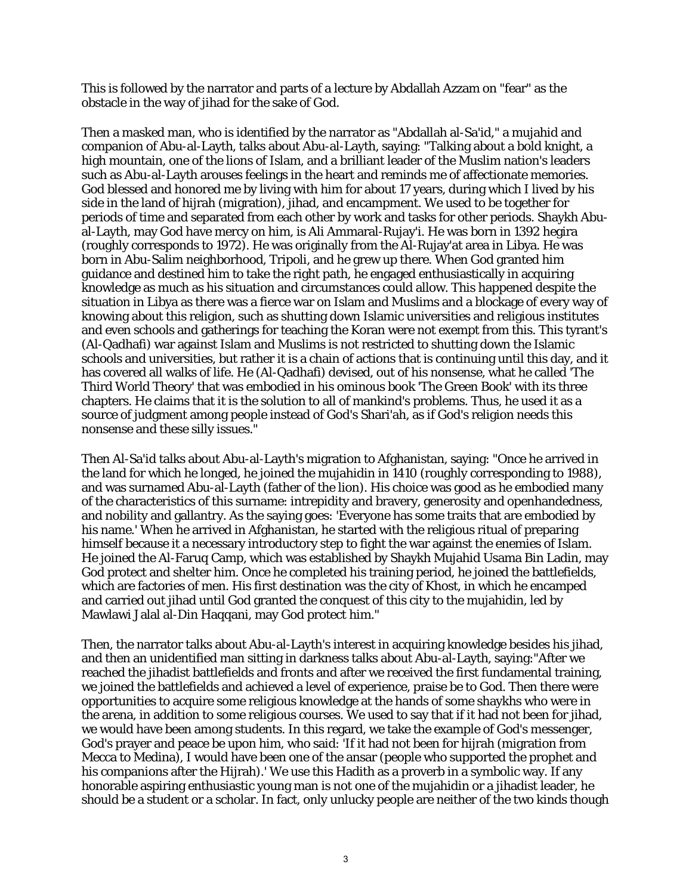This is followed by the narrator and parts of a lecture by Abdallah Azzam on "fear" as the obstacle in the way of jihad for the sake of God.

Then a masked man, who is identified by the narrator as "Abdallah al-Sa'id," a mujahid and companion of Abu-al-Layth, talks about Abu-al-Layth, saying: "Talking about a bold knight, a high mountain, one of the lions of Islam, and a brilliant leader of the Muslim nation's leaders such as Abu-al-Layth arouses feelings in the heart and reminds me of affectionate memories. God blessed and honored me by living with him for about 17 years, during which I lived by his side in the land of hijrah (migration), jihad, and encampment. We used to be together for periods of time and separated from each other by work and tasks for other periods. Shaykh Abu-al-Layth, may God have mercy on him, is Ali Ammaral-Rujay'i. He was born in 1392 hegira (roughly corresponds to 1972). He was originally from the Al-Rujay'at area in Libya. He was born in Abu-Salim neighborhood, Tripoli, and he grew up there. When God granted him guidance and destined him to take the right path, he engaged enthusiastically in acquiring knowledge as much as his situation and circumstances could allow. This happened despite the situation in Libya as there was a fierce war on Islam and Muslims and a blockage of every way of knowing about this religion, such as shutting down Islamic universities and religious institutes and even schools and gatherings for teaching the Koran were not exempt from this. This tyrant's (Al-Qadhafi) war against Islam and Muslims is not restricted to shutting down the Islamic schools and universities, but rather it is a chain of actions that is continuing until this day, and it has covered all walks of life. He (Al-Qadhafi) devised, out of his nonsense, what he called 'The Third World Theory' that was embodied in his ominous book 'The Green Book' with its three chapters. He claims that it is the solution to all of mankind's problems. Thus, he used it as a source of judgment among people instead of God's Shari'ah, as if God's religion needs this nonsense and these silly issues."

Then Al-Sa'id talks about Abu-al-Layth's migration to Afghanistan, saying: "Once he arrived in the land for which he longed, he joined the mujahidin in 1410 (roughly corresponding to 1988), and was surnamed Abu-al-Layth (father of the lion). His choice was good as he embodied many of the characteristics of this surname: intrepidity and bravery, generosity and openhandedness, and nobility and gallantry. As the saying goes: 'Everyone has some traits that are embodied by his name.' When he arrived in Afghanistan, he started with the religious ritual of preparing himself because it a necessary introductory step to fight the war against the enemies of Islam. He joined the Al-Faruq Camp, which was established by Shaykh Mujahid Usama Bin Ladin, may God protect and shelter him. Once he completed his training period, he joined the battlefields, which are factories of men. His first destination was the city of Khost, in which he encamped and carried out jihad until God granted the conquest of this city to the mujahidin, led by Mawlawi Jalal al-Din Haqqani, may God protect him."

Then, the narrator talks about Abu-al-Layth's interest in acquiring knowledge besides his jihad, and then an unidentified man sitting in darkness talks about Abu-al-Layth, saying:"After we reached the jihadist battlefields and fronts and after we received the first fundamental training, we joined the battlefields and achieved a level of experience, praise be to God. Then there were opportunities to acquire some religious knowledge at the hands of some shaykhs who were in the arena, in addition to some religious courses. We used to say that if it had not been for jihad, we would have been among students. In this regard, we take the example of God's messenger, God's prayer and peace be upon him, who said: 'If it had not been for hijrah (migration from Mecca to Medina), I would have been one of the ansar (people who supported the prophet and his companions after the Hijrah).' We use this Hadith as a proverb in a symbolic way. If any honorable aspiring enthusiastic young man is not one of the mujahidin or a jihadist leader, he should be a student or a scholar. In fact, only unlucky people are neither of the two kinds though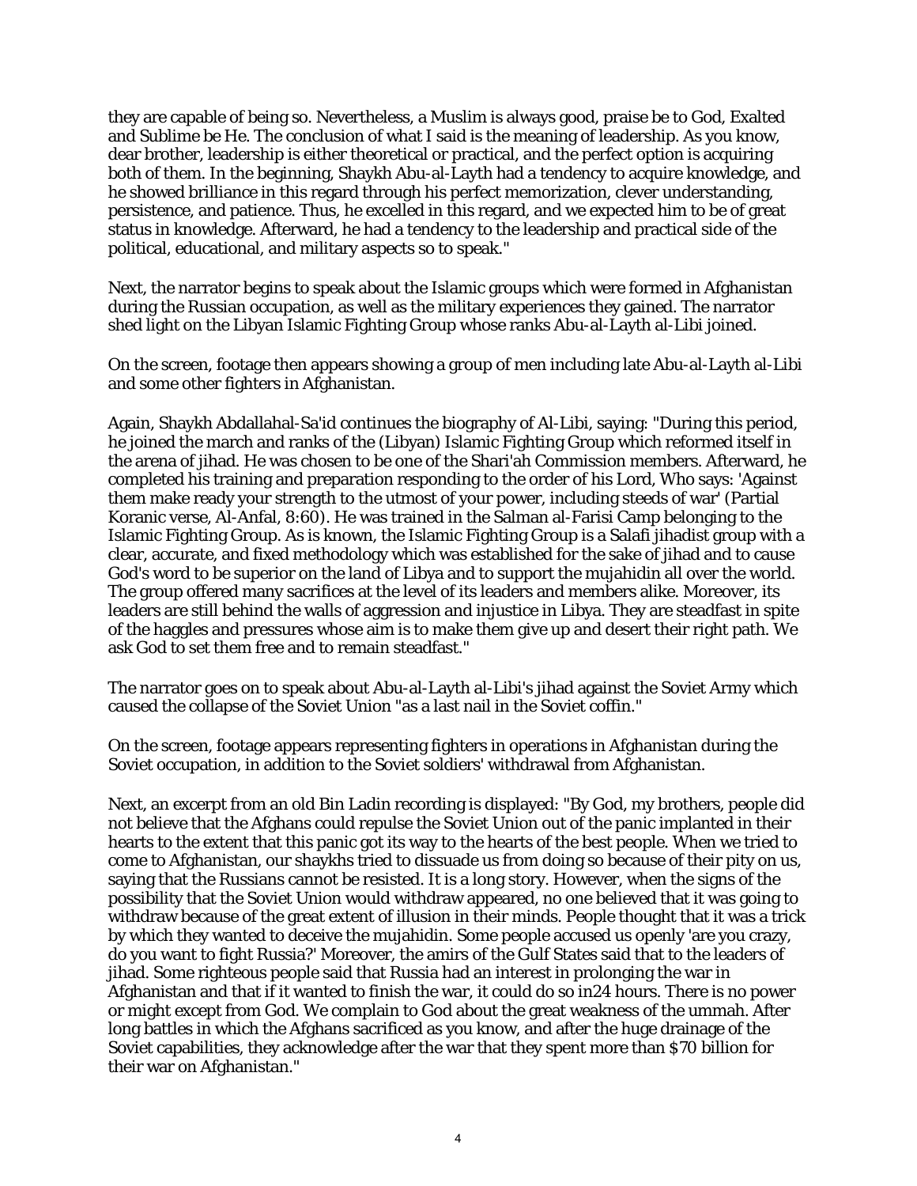they are capable of being so. Nevertheless, a Muslim is always good, praise be to God, Exalted and Sublime be He. The conclusion of what I said is the meaning of leadership. As you know, dear brother, leadership is either theoretical or practical, and the perfect option is acquiring both of them. In the beginning, Shaykh Abu-al-Layth had a tendency to acquire knowledge, and he showed brilliance in this regard through his perfect memorization, clever understanding, persistence, and patience. Thus, he excelled in this regard, and we expected him to be of great status in knowledge. Afterward, he had a tendency to the leadership and practical side of the political, educational, and military aspects so to speak."

Next, the narrator begins to speak about the Islamic groups which were formed in Afghanistan during the Russian occupation, as well as the military experiences they gained. The narrator shed light on the Libyan Islamic Fighting Group whose ranks Abu-al-Layth al-Libi joined.

On the screen, footage then appears showing a group of men including late Abu-al-Layth al-Libi and some other fighters in Afghanistan.

Again, Shaykh Abdallahal-Sa'id continues the biography of Al-Libi, saying: "During this period, he joined the march and ranks of the (Libyan) Islamic Fighting Group which reformed itself in the arena of jihad. He was chosen to be one of the Shari'ah Commission members. Afterward, he completed his training and preparation responding to the order of his Lord, Who says: 'Against them make ready your strength to the utmost of your power, including steeds of war' (Partial Koranic verse, Al-Anfal, 8:60). He was trained in the Salman al-Farisi Camp belonging to the Islamic Fighting Group. As is known, the Islamic Fighting Group is a Salafi jihadist group with a clear, accurate, and fixed methodology which was established for the sake of jihad and to cause God's word to be superior on the land of Libya and to support the mujahidin all over the world. The group offered many sacrifices at the level of its leaders and members alike. Moreover, its leaders are still behind the walls of aggression and injustice in Libya. They are steadfast in spite of the haggles and pressures whose aim is to make them give up and desert their right path. We ask God to set them free and to remain steadfast."

The narrator goes on to speak about Abu-al-Layth al-Libi's jihad against the Soviet Army which caused the collapse of the Soviet Union "as a last nail in the Soviet coffin."

On the screen, footage appears representing fighters in operations in Afghanistan during the Soviet occupation, in addition to the Soviet soldiers' withdrawal from Afghanistan.

Next, an excerpt from an old Bin Ladin recording is displayed: "By God, my brothers, people did not believe that the Afghans could repulse the Soviet Union out of the panic implanted in their hearts to the extent that this panic got its way to the hearts of the best people. When we tried to come to Afghanistan, our shaykhs tried to dissuade us from doing so because of their pity on us, saying that the Russians cannot be resisted. It is a long story. However, when the signs of the possibility that the Soviet Union would withdraw appeared, no one believed that it was going to withdraw because of the great extent of illusion in their minds. People thought that it was a trick by which they wanted to deceive the mujahidin. Some people accused us openly 'are you crazy, do you want to fight Russia?' Moreover, the amirs of the Gulf States said that to the leaders of jihad. Some righteous people said that Russia had an interest in prolonging the war in Afghanistan and that if it wanted to finish the war, it could do so in24 hours. There is no power or might except from God. We complain to God about the great weakness of the ummah. After long battles in which the Afghans sacrificed as you know, and after the huge drainage of the Soviet capabilities, they acknowledge after the war that they spent more than $70 billion for their war on Afghanistan."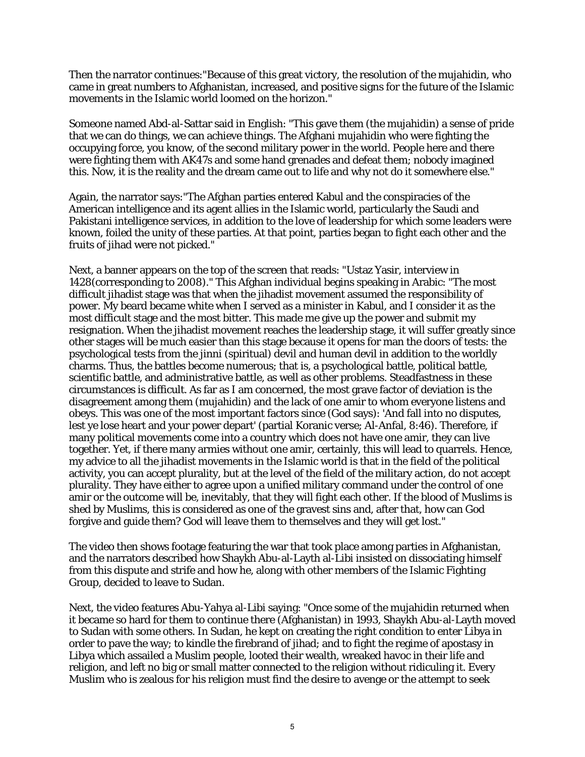Then the narrator continues:"Because of this great victory, the resolution of the mujahidin, who came in great numbers to Afghanistan, increased, and positive signs for the future of the Islamic movements in the Islamic world loomed on the horizon."

Someone named Abd-al-Sattar said in English: "This gave them (the mujahidin) a sense of pride that we can do things, we can achieve things. The Afghani mujahidin who were fighting the occupying force, you know, of the second military power in the world. People here and there were fighting them with AK47s and some hand grenades and defeat them; nobody imagined this. Now, it is the reality and the dream came out to life and why not do it somewhere else."

Again, the narrator says:"The Afghan parties entered Kabul and the conspiracies of the American intelligence and its agent allies in the Islamic world, particularly the Saudi and Pakistani intelligence services, in addition to the love of leadership for which some leaders were known, foiled the unity of these parties. At that point, parties began to fight each other and the fruits of jihad were not picked."

Next, a banner appears on the top of the screen that reads: "Ustaz Yasir, interview in 1428(corresponding to 2008)." This Afghan individual begins speaking in Arabic: "The most difficult jihadist stage was that when the jihadist movement assumed the responsibility of power. My beard became white when I served as a minister in Kabul, and I consider it as the most difficult stage and the most bitter. This made me give up the power and submit my resignation. When the jihadist movement reaches the leadership stage, it will suffer greatly since other stages will be much easier than this stage because it opens for man the doors of tests: the psychological tests from the jinni (spiritual) devil and human devil in addition to the worldly charms. Thus, the battles become numerous; that is, a psychological battle, political battle, scientific battle, and administrative battle, as well as other problems. Steadfastness in these circumstances is difficult. As far as I am concerned, the most grave factor of deviation is the disagreement among them (mujahidin) and the lack of one amir to whom everyone listens and obeys. This was one of the most important factors since (God says): 'And fall into no disputes, lest ye lose heart and your power depart' (partial Koranic verse; Al-Anfal, 8:46). Therefore, if many political movements come into a country which does not have one amir, they can live together. Yet, if there many armies without one amir, certainly, this will lead to quarrels. Hence, my advice to all the jihadist movements in the Islamic world is that in the field of the political activity, you can accept plurality, but at the level of the field of the military action, do not accept plurality. They have either to agree upon a unified military command under the control of one amir or the outcome will be, inevitably, that they will fight each other. If the blood of Muslims is shed by Muslims, this is considered as one of the gravest sins and, after that, how can God forgive and guide them? God will leave them to themselves and they will get lost."

The video then shows footage featuring the war that took place among parties in Afghanistan, and the narrators described how Shaykh Abu-al-Layth al-Libi insisted on dissociating himself from this dispute and strife and how he, along with other members of the Islamic Fighting Group, decided to leave to Sudan.

Next, the video features Abu-Yahya al-Libi saying: "Once some of the mujahidin returned when it became so hard for them to continue there (Afghanistan) in 1993, Shaykh Abu-al-Layth moved to Sudan with some others. In Sudan, he kept on creating the right condition to enter Libya in order to pave the way; to kindle the firebrand of jihad; and to fight the regime of apostasy in Libya which assailed a Muslim people, looted their wealth, wreaked havoc in their life and religion, and left no big or small matter connected to the religion without ridiculing it. Every Muslim who is zealous for his religion must find the desire to avenge or the attempt to seek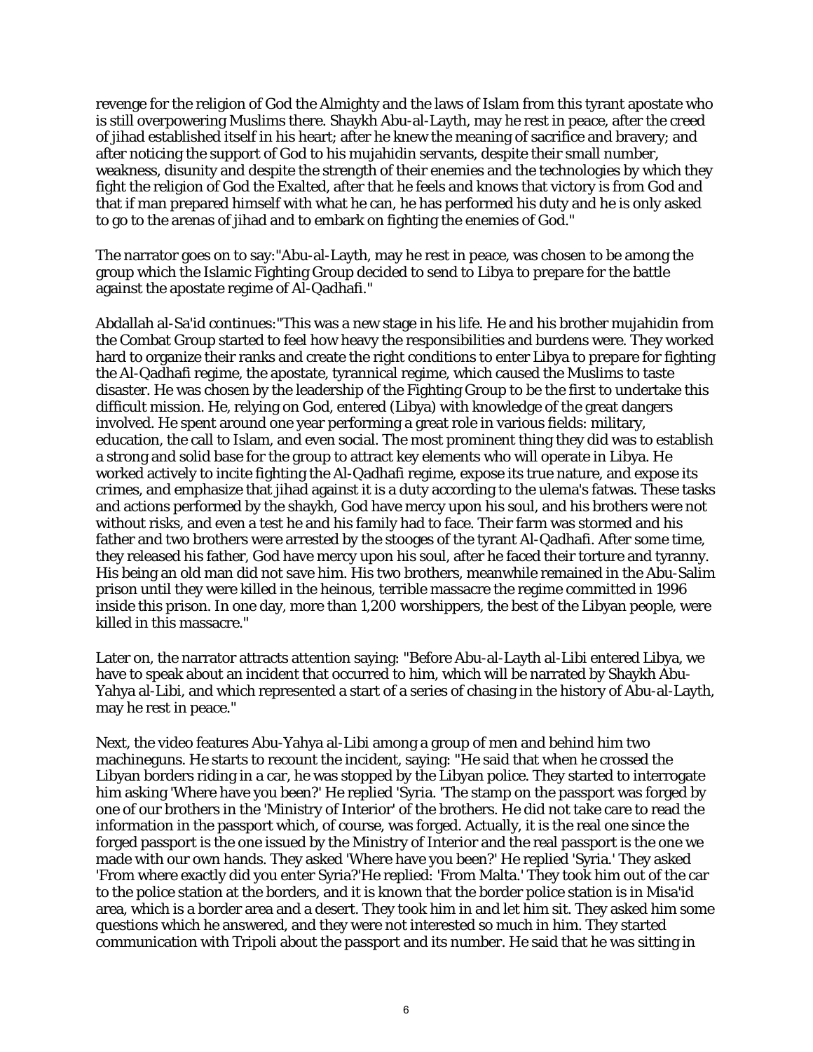revenge for the religion of God the Almighty and the laws of Islam from this tyrant apostate who is still overpowering Muslims there. Shaykh Abu-al-Layth, may he rest in peace, after the creed of jihad established itself in his heart; after he knew the meaning of sacrifice and bravery; and after noticing the support of God to his mujahidin servants, despite their small number, weakness, disunity and despite the strength of their enemies and the technologies by which they fight the religion of God the Exalted, after that he feels and knows that victory is from God and that if man prepared himself with what he can, he has performed his duty and he is only asked to go to the arenas of jihad and to embark on fighting the enemies of God."

The narrator goes on to say:"Abu-al-Layth, may he rest in peace, was chosen to be among the group which the Islamic Fighting Group decided to send to Libya to prepare for the battle against the apostate regime of Al-Qadhafi."

Abdallah al-Sa'id continues:"This was a new stage in his life. He and his brother mujahidin from the Combat Group started to feel how heavy the responsibilities and burdens were. They worked hard to organize their ranks and create the right conditions to enter Libya to prepare for fighting the Al-Qadhafi regime, the apostate, tyrannical regime, which caused the Muslims to taste disaster. He was chosen by the leadership of the Fighting Group to be the first to undertake this difficult mission. He, relying on God, entered (Libya) with knowledge of the great dangers involved. He spent around one year performing a great role in various fields: military, education, the call to Islam, and even social. The most prominent thing they did was to establish a strong and solid base for the group to attract key elements who will operate in Libya. He worked actively to incite fighting the Al-Qadhafi regime, expose its true nature, and expose its crimes, and emphasize that jihad against it is a duty according to the ulema's fatwas. These tasks and actions performed by the shaykh, God have mercy upon his soul, and his brothers were not without risks, and even a test he and his family had to face. Their farm was stormed and his father and two brothers were arrested by the stooges of the tyrant Al-Qadhafi. After some time, they released his father, God have mercy upon his soul, after he faced their torture and tyranny. His being an old man did not save him. His two brothers, meanwhile remained in the Abu-Salim prison until they were killed in the heinous, terrible massacre the regime committed in 1996 inside this prison. In one day, more than 1,200 worshippers, the best of the Libyan people, were killed in this massacre."

Later on, the narrator attracts attention saying: "Before Abu-al-Layth al-Libi entered Libya, we have to speak about an incident that occurred to him, which will be narrated by Shaykh Abu-Yahya al-Libi, and which represented a start of a series of chasing in the history of Abu-al-Layth, may he rest in peace."

Next, the video features Abu-Yahya al-Libi among a group of men and behind him two machineguns. He starts to recount the incident, saying: "He said that when he crossed the Libyan borders riding in a car, he was stopped by the Libyan police. They started to interrogate him asking 'Where have you been?' He replied 'Syria. 'The stamp on the passport was forged by one of our brothers in the 'Ministry of Interior' of the brothers. He did not take care to read the information in the passport which, of course, was forged. Actually, it is the real one since the forged passport is the one issued by the Ministry of Interior and the real passport is the one we made with our own hands. They asked 'Where have you been?' He replied 'Syria.' They asked 'From where exactly did you enter Syria?'He replied: 'From Malta.' They took him out of the car to the police station at the borders, and it is known that the border police station is in Misa'id area, which is a border area and a desert. They took him in and let him sit. They asked him some questions which he answered, and they were not interested so much in him. They started communication with Tripoli about the passport and its number. He said that he was sitting in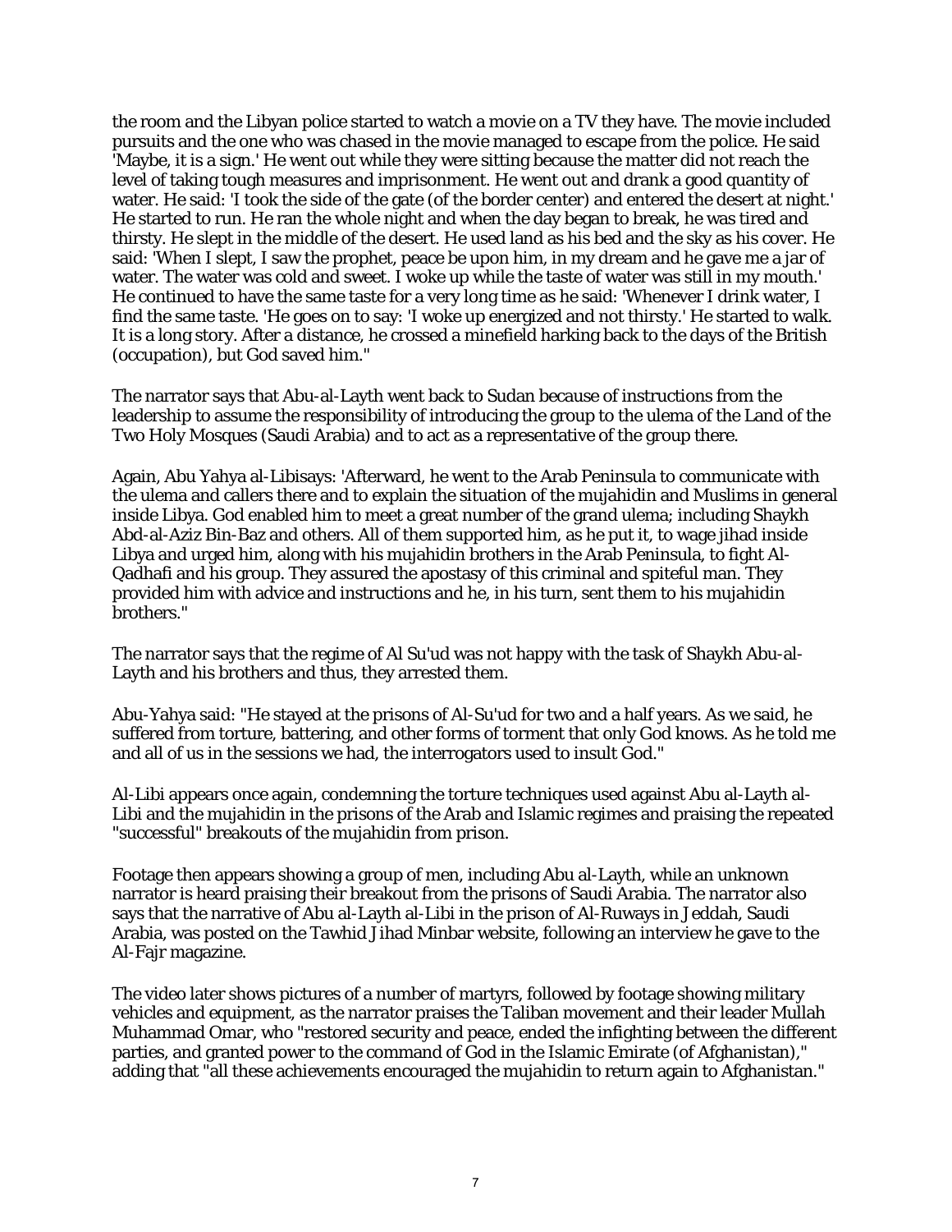the room and the Libyan police started to watch a movie on a TV they have. The movie included pursuits and the one who was chased in the movie managed to escape from the police. He said 'Maybe, it is a sign.' He went out while they were sitting because the matter did not reach the level of taking tough measures and imprisonment. He went out and drank a good quantity of water. He said: 'I took the side of the gate (of the border center) and entered the desert at night.' He started to run. He ran the whole night and when the day began to break, he was tired and thirsty. He slept in the middle of the desert. He used land as his bed and the sky as his cover. He said: 'When I slept, I saw the prophet, peace be upon him, in my dream and he gave me a jar of water. The water was cold and sweet. I woke up while the taste of water was still in my mouth.' He continued to have the same taste for a very long time as he said: 'Whenever I drink water, I find the same taste. 'He goes on to say: 'I woke up energized and not thirsty.' He started to walk. It is a long story. After a distance, he crossed a minefield harking back to the days of the British (occupation), but God saved him."

The narrator says that Abu-al-Layth went back to Sudan because of instructions from the leadership to assume the responsibility of introducing the group to the ulema of the Land of the Two Holy Mosques (Saudi Arabia) and to act as a representative of the group there.

Again, Abu Yahya al-Libisays: 'Afterward, he went to the Arab Peninsula to communicate with the ulema and callers there and to explain the situation of the mujahidin and Muslims in general inside Libya. God enabled him to meet a great number of the grand ulema; including Shaykh Abd-al-Aziz Bin-Baz and others. All of them supported him, as he put it, to wage jihad inside Libya and urged him, along with his mujahidin brothers in the Arab Peninsula, to fight Al-Qadhafi and his group. They assured the apostasy of this criminal and spiteful man. They provided him with advice and instructions and he, in his turn, sent them to his mujahidin brothers."

The narrator says that the regime of Al Su'ud was not happy with the task of Shaykh Abu-al-Layth and his brothers and thus, they arrested them.

Abu-Yahya said: "He stayed at the prisons of Al-Su'ud for two and a half years. As we said, he suffered from torture, battering, and other forms of torment that only God knows. As he told me and all of us in the sessions we had, the interrogators used to insult God."

Al-Libi appears once again, condemning the torture techniques used against Abu al-Layth al-Libi and the mujahidin in the prisons of the Arab and Islamic regimes and praising the repeated "successful" breakouts of the mujahidin from prison.

Footage then appears showing a group of men, including Abu al-Layth, while an unknown narrator is heard praising their breakout from the prisons of Saudi Arabia. The narrator also says that the narrative of Abu al-Layth al-Libi in the prison of Al-Ruways in Jeddah, Saudi Arabia, was posted on the Tawhid Jihad Minbar website, following an interview he gave to the Al-Fajr magazine.

The video later shows pictures of a number of martyrs, followed by footage showing military vehicles and equipment, as the narrator praises the Taliban movement and their leader Mullah Muhammad Omar, who "restored security and peace, ended the infighting between the different parties, and granted power to the command of God in the Islamic Emirate (of Afghanistan)," adding that "all these achievements encouraged the mujahidin to return again to Afghanistan."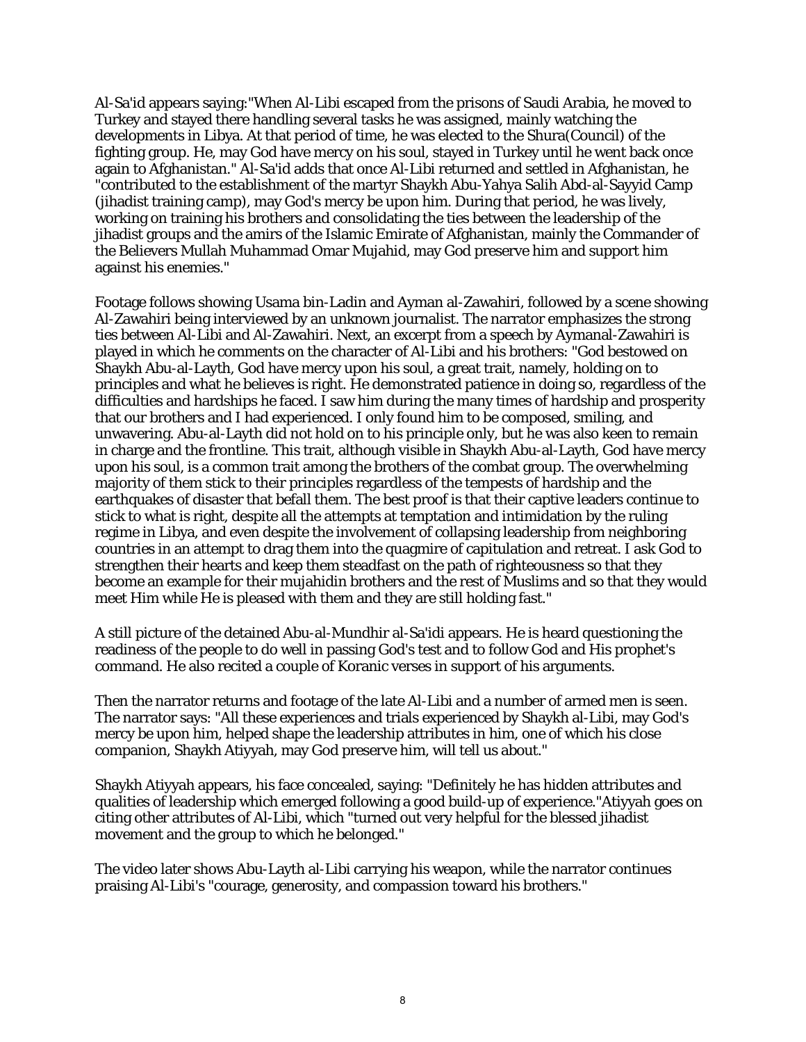Al-Sa'id appears saying:"When Al-Libi escaped from the prisons of Saudi Arabia, he moved to Turkey and stayed there handling several tasks he was assigned, mainly watching the developments in Libya. At that period of time, he was elected to the Shura(Council) of the fighting group. He, may God have mercy on his soul, stayed in Turkey until he went back once again to Afghanistan." Al-Sa'id adds that once Al-Libi returned and settled in Afghanistan, he "contributed to the establishment of the martyr Shaykh Abu-Yahya Salih Abd-al-Sayyid Camp (jihadist training camp), may God's mercy be upon him. During that period, he was lively, working on training his brothers and consolidating the ties between the leadership of the jihadist groups and the amirs of the Islamic Emirate of Afghanistan, mainly the Commander of the Believers Mullah Muhammad Omar Mujahid, may God preserve him and support him against his enemies."

Footage follows showing Usama bin-Ladin and Ayman al-Zawahiri, followed by a scene showing Al-Zawahiri being interviewed by an unknown journalist. The narrator emphasizes the strong ties between Al-Libi and Al-Zawahiri. Next, an excerpt from a speech by Aymanal-Zawahiri is played in which he comments on the character of Al-Libi and his brothers: "God bestowed on Shaykh Abu-al-Layth, God have mercy upon his soul, a great trait, namely, holding on to principles and what he believes is right. He demonstrated patience in doing so, regardless of the difficulties and hardships he faced. I saw him during the many times of hardship and prosperity that our brothers and I had experienced. I only found him to be composed, smiling, and unwavering. Abu-al-Layth did not hold on to his principle only, but he was also keen to remain in charge and the frontline. This trait, although visible in Shaykh Abu-al-Layth, God have mercy upon his soul, is a common trait among the brothers of the combat group. The overwhelming majority of them stick to their principles regardless of the tempests of hardship and the earthquakes of disaster that befall them. The best proof is that their captive leaders continue to stick to what is right, despite all the attempts at temptation and intimidation by the ruling regime in Libya, and even despite the involvement of collapsing leadership from neighboring countries in an attempt to drag them into the quagmire of capitulation and retreat. I ask God to strengthen their hearts and keep them steadfast on the path of righteousness so that they become an example for their mujahidin brothers and the rest of Muslims and so that they would meet Him while He is pleased with them and they are still holding fast."

A still picture of the detained Abu-al-Mundhir al-Sa'idi appears. He is heard questioning the readiness of the people to do well in passing God's test and to follow God and His prophet's command. He also recited a couple of Koranic verses in support of his arguments.

Then the narrator returns and footage of the late Al-Libi and a number of armed men is seen. The narrator says: "All these experiences and trials experienced by Shaykh al-Libi, may God's mercy be upon him, helped shape the leadership attributes in him, one of which his close companion, Shaykh Atiyyah, may God preserve him, will tell us about."

Shaykh Atiyyah appears, his face concealed, saying: "Definitely he has hidden attributes and qualities of leadership which emerged following a good build-up of experience."Atiyyah goes on citing other attributes of Al-Libi, which "turned out very helpful for the blessed jihadist movement and the group to which he belonged."

The video later shows Abu-Layth al-Libi carrying his weapon, while the narrator continues praising Al-Libi's "courage, generosity, and compassion toward his brothers."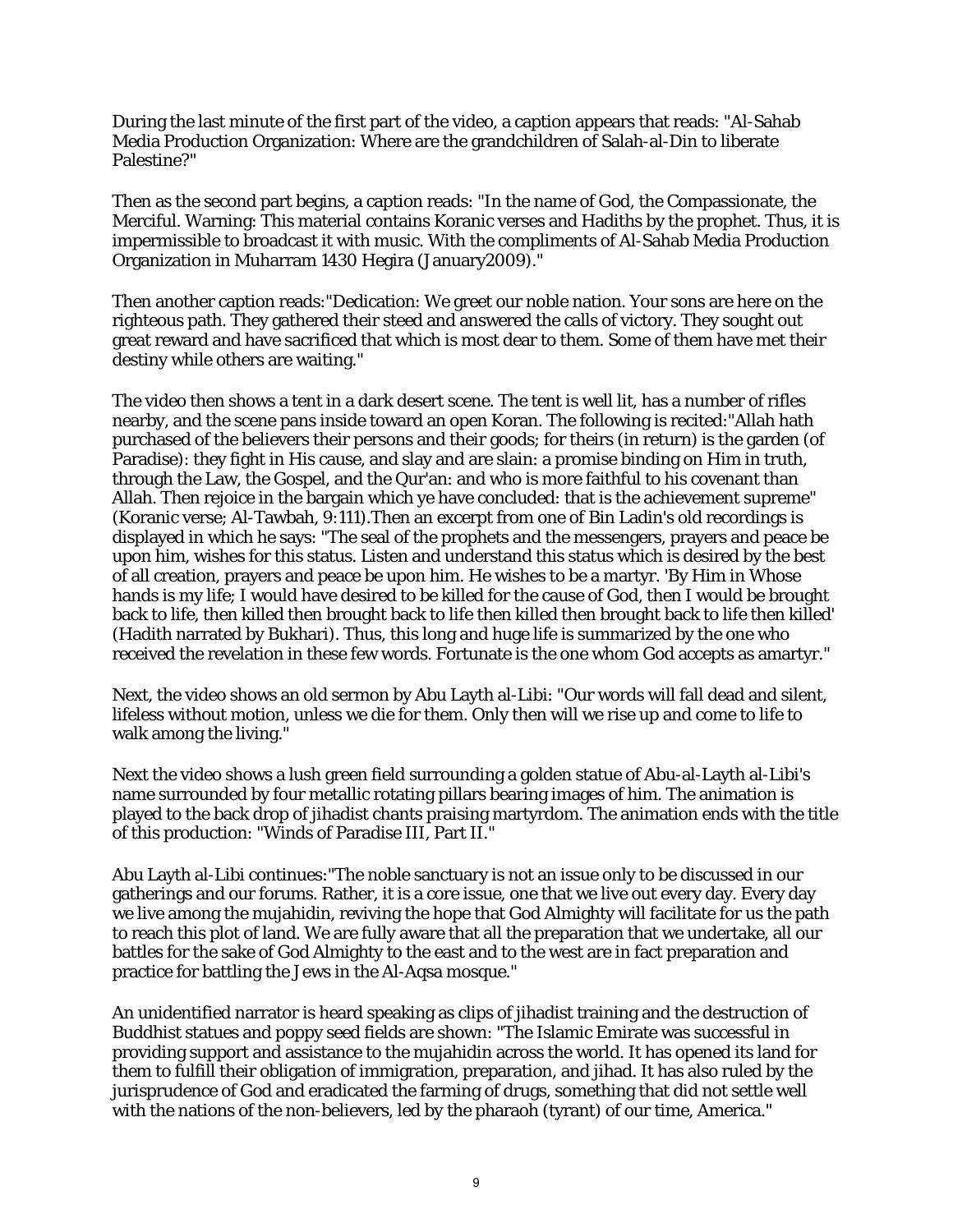During the last minute of the first part of the video, a caption appears that reads: "Al-Sahab Media Production Organization: Where are the grandchildren of Salah-al-Din to liberate Palestine?"

Then as the second part begins, a caption reads: "In the name of God, the Compassionate, the Merciful. Warning: This material contains Koranic verses and Hadiths by the prophet. Thus, it is impermissible to broadcast it with music. With the compliments of Al-Sahab Media Production Organization in Muharram 1430 Hegira (January2009)."

Then another caption reads:"Dedication: We greet our noble nation. Your sons are here on the righteous path. They gathered their steed and answered the calls of victory. They sought out great reward and have sacrificed that which is most dear to them. Some of them have met their destiny while others are waiting."

The video then shows a tent in a dark desert scene. The tent is well lit, has a number of rifles nearby, and the scene pans inside toward an open Koran. The following is recited:"Allah hath purchased of the believers their persons and their goods; for theirs (in return) is the garden (of Paradise): they fight in His cause, and slay and are slain: a promise binding on Him in truth, through the Law, the Gospel, and the Qur'an: and who is more faithful to his covenant than Allah. Then rejoice in the bargain which ye have concluded: that is the achievement supreme" (Koranic verse; Al-Tawbah, 9:111).Then an excerpt from one of Bin Ladin's old recordings is displayed in which he says: "The seal of the prophets and the messengers, prayers and peace be upon him, wishes for this status. Listen and understand this status which is desired by the best of all creation, prayers and peace be upon him. He wishes to be a martyr. 'By Him in Whose hands is my life; I would have desired to be killed for the cause of God, then I would be brought back to life, then killed then brought back to life then killed then brought back to life then killed' (Hadith narrated by Bukhari). Thus, this long and huge life is summarized by the one who received the revelation in these few words. Fortunate is the one whom God accepts as amartyr."

Next, the video shows an old sermon by Abu Layth al-Libi: "Our words will fall dead and silent, lifeless without motion, unless we die for them. Only then will we rise up and come to life to walk among the living."

Next the video shows a lush green field surrounding a golden statue of Abu-al-Layth al-Libi's name surrounded by four metallic rotating pillars bearing images of him. The animation is played to the back drop of jihadist chants praising martyrdom. The animation ends with the title of this production: "Winds of Paradise III, Part II."

Abu Layth al-Libi continues:"The noble sanctuary is not an issue only to be discussed in our gatherings and our forums. Rather, it is a core issue, one that we live out every day. Every day we live among the mujahidin, reviving the hope that God Almighty will facilitate for us the path to reach this plot of land. We are fully aware that all the preparation that we undertake, all our battles for the sake of God Almighty to the east and to the west are in fact preparation and practice for battling the Jews in the Al-Aqsa mosque."

An unidentified narrator is heard speaking as clips of jihadist training and the destruction of Buddhist statues and poppy seed fields are shown: "The Islamic Emirate was successful in providing support and assistance to the mujahidin across the world. It has opened its land for them to fulfill their obligation of immigration, preparation, and jihad. It has also ruled by the jurisprudence of God and eradicated the farming of drugs, something that did not settle well with the nations of the non-believers, led by the pharaoh (tyrant) of our time, America."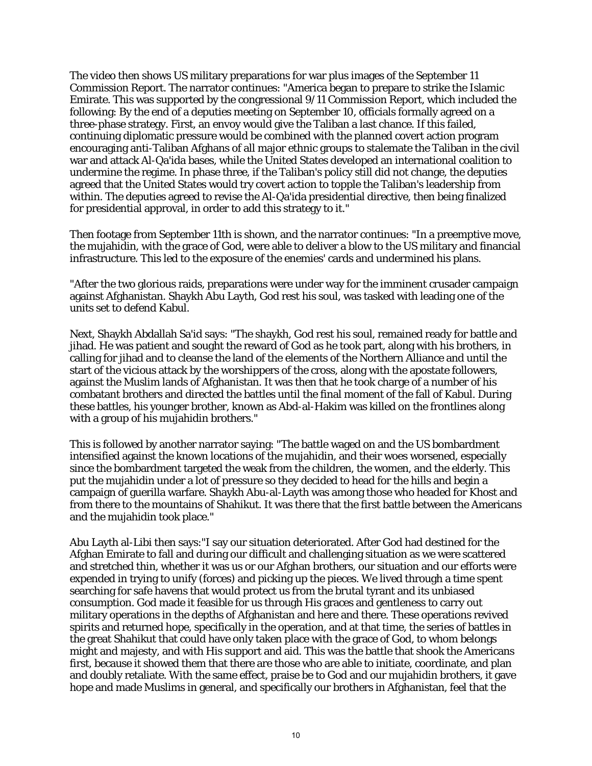The video then shows US military preparations for war plus images of the September 11 Commission Report. The narrator continues: "America began to prepare to strike the Islamic Emirate. This was supported by the congressional 9/11 Commission Report, which included the following: By the end of a deputies meeting on September 10, officials formally agreed on a three-phase strategy. First, an envoy would give the Taliban a last chance. If this failed, continuing diplomatic pressure would be combined with the planned covert action program encouraging anti-Taliban Afghans of all major ethnic groups to stalemate the Taliban in the civil war and attack Al-Qa'ida bases, while the United States developed an international coalition to undermine the regime. In phase three, if the Taliban's policy still did not change, the deputies agreed that the United States would try covert action to topple the Taliban's leadership from within. The deputies agreed to revise the Al-Qa'ida presidential directive, then being finalized for presidential approval, in order to add this strategy to it."

Then footage from September 11th is shown, and the narrator continues: "In a preemptive move, the mujahidin, with the grace of God, were able to deliver a blow to the US military and financial infrastructure. This led to the exposure of the enemies' cards and undermined his plans.

"After the two glorious raids, preparations were under way for the imminent crusader campaign against Afghanistan. Shaykh Abu Layth, God rest his soul, was tasked with leading one of the units set to defend Kabul.

Next, Shaykh Abdallah Sa'id says: "The shaykh, God rest his soul, remained ready for battle and jihad. He was patient and sought the reward of God as he took part, along with his brothers, in calling for jihad and to cleanse the land of the elements of the Northern Alliance and until the start of the vicious attack by the worshippers of the cross, along with the apostate followers, against the Muslim lands of Afghanistan. It was then that he took charge of a number of his combatant brothers and directed the battles until the final moment of the fall of Kabul. During these battles, his younger brother, known as Abd-al-Hakim was killed on the frontlines along with a group of his mujahidin brothers."

This is followed by another narrator saying: "The battle waged on and the US bombardment intensified against the known locations of the mujahidin, and their woes worsened, especially since the bombardment targeted the weak from the children, the women, and the elderly. This put the mujahidin under a lot of pressure so they decided to head for the hills and begin a campaign of guerilla warfare. Shaykh Abu-al-Layth was among those who headed for Khost and from there to the mountains of Shahikut. It was there that the first battle between the Americans and the mujahidin took place."

Abu Layth al-Libi then says:"I say our situation deteriorated. After God had destined for the Afghan Emirate to fall and during our difficult and challenging situation as we were scattered and stretched thin, whether it was us or our Afghan brothers, our situation and our efforts were expended in trying to unify (forces) and picking up the pieces. We lived through a time spent searching for safe havens that would protect us from the brutal tyrant and its unbiased consumption. God made it feasible for us through His graces and gentleness to carry out military operations in the depths of Afghanistan and here and there. These operations revived spirits and returned hope, specifically in the operation, and at that time, the series of battles in the great Shahikut that could have only taken place with the grace of God, to whom belongs might and majesty, and with His support and aid. This was the battle that shook the Americans first, because it showed them that there are those who are able to initiate, coordinate, and plan and doubly retaliate. With the same effect, praise be to God and our mujahidin brothers, it gave hope and made Muslims in general, and specifically our brothers in Afghanistan, feel that the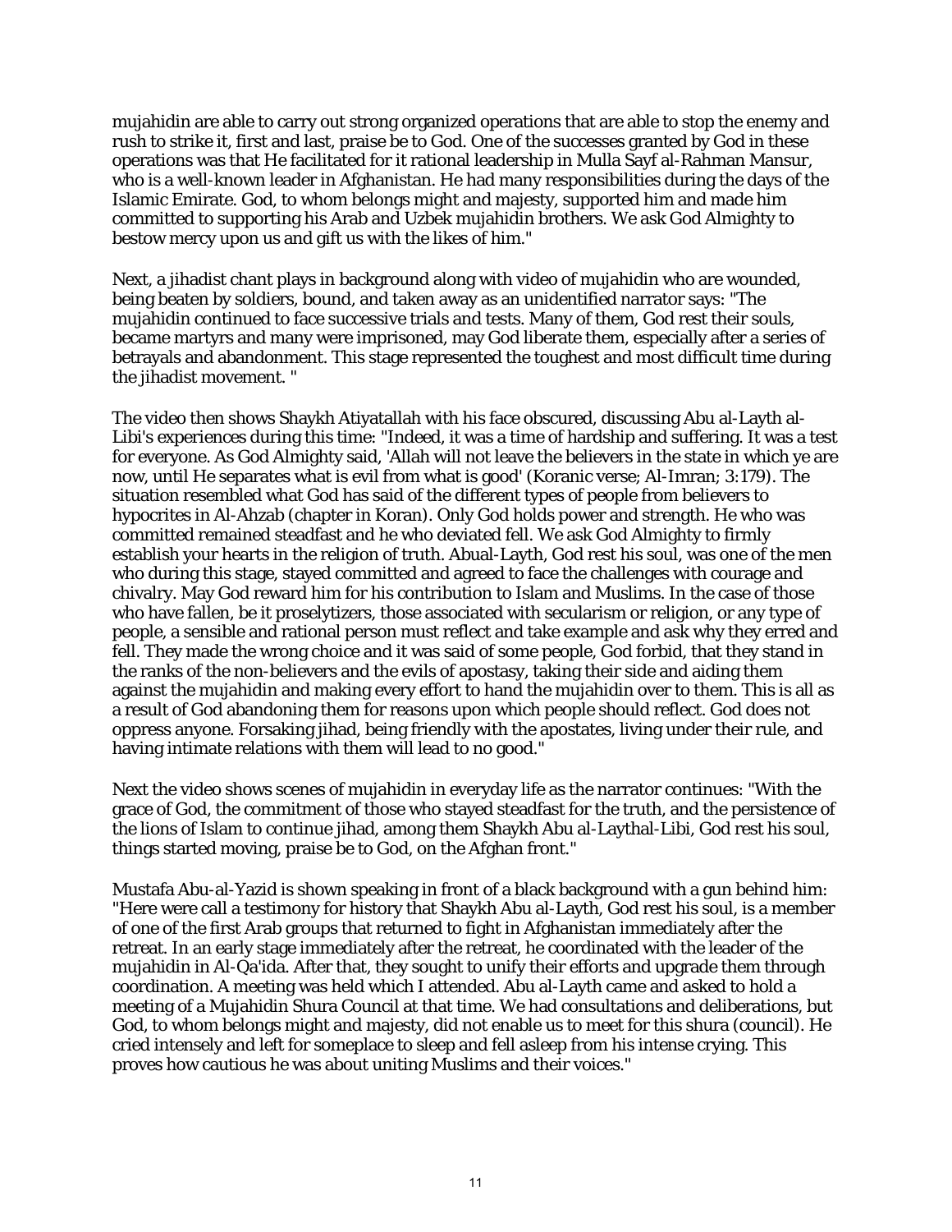mujahidin are able to carry out strong organized operations that are able to stop the enemy and rush to strike it, first and last, praise be to God. One of the successes granted by God in these operations was that He facilitated for it rational leadership in Mulla Sayf al-Rahman Mansur, who is a well-known leader in Afghanistan. He had many responsibilities during the days of the Islamic Emirate. God, to whom belongs might and majesty, supported him and made him committed to supporting his Arab and Uzbek mujahidin brothers. We ask God Almighty to bestow mercy upon us and gift us with the likes of him."

Next, a jihadist chant plays in background along with video of mujahidin who are wounded, being beaten by soldiers, bound, and taken away as an unidentified narrator says: "The mujahidin continued to face successive trials and tests. Many of them, God rest their souls, became martyrs and many were imprisoned, may God liberate them, especially after a series of betrayals and abandonment. This stage represented the toughest and most difficult time during the jihadist movement. "

The video then shows Shaykh Atiyatallah with his face obscured, discussing Abu al-Layth al-Libi's experiences during this time: "Indeed, it was a time of hardship and suffering. It was a test for everyone. As God Almighty said, 'Allah will not leave the believers in the state in which ye are now, until He separates what is evil from what is good' (Koranic verse; Al-Imran; 3:179). The situation resembled what God has said of the different types of people from believers to hypocrites in Al-Ahzab (chapter in Koran). Only God holds power and strength. He who was committed remained steadfast and he who deviated fell. We ask God Almighty to firmly establish your hearts in the religion of truth. Abual-Layth, God rest his soul, was one of the men who during this stage, stayed committed and agreed to face the challenges with courage and chivalry. May God reward him for his contribution to Islam and Muslims. In the case of those who have fallen, be it proselytizers, those associated with secularism or religion, or any type of people, a sensible and rational person must reflect and take example and ask why they erred and fell. They made the wrong choice and it was said of some people, God forbid, that they stand in the ranks of the non-believers and the evils of apostasy, taking their side and aiding them against the mujahidin and making every effort to hand the mujahidin over to them. This is all as a result of God abandoning them for reasons upon which people should reflect. God does not oppress anyone. Forsaking jihad, being friendly with the apostates, living under their rule, and having intimate relations with them will lead to no good."

Next the video shows scenes of mujahidin in everyday life as the narrator continues: "With the grace of God, the commitment of those who stayed steadfast for the truth, and the persistence of the lions of Islam to continue jihad, among them Shaykh Abu al-Laythal-Libi, God rest his soul, things started moving, praise be to God, on the Afghan front."

Mustafa Abu-al-Yazid is shown speaking in front of a black background with a gun behind him: "Here were call a testimony for history that Shaykh Abu al-Layth, God rest his soul, is a member of one of the first Arab groups that returned to fight in Afghanistan immediately after the retreat. In an early stage immediately after the retreat, he coordinated with the leader of the mujahidin in Al-Qa'ida. After that, they sought to unify their efforts and upgrade them through coordination. A meeting was held which I attended. Abu al-Layth came and asked to hold a meeting of a Mujahidin Shura Council at that time. We had consultations and deliberations, but God, to whom belongs might and majesty, did not enable us to meet for this shura (council). He cried intensely and left for someplace to sleep and fell asleep from his intense crying. This proves how cautious he was about uniting Muslims and their voices."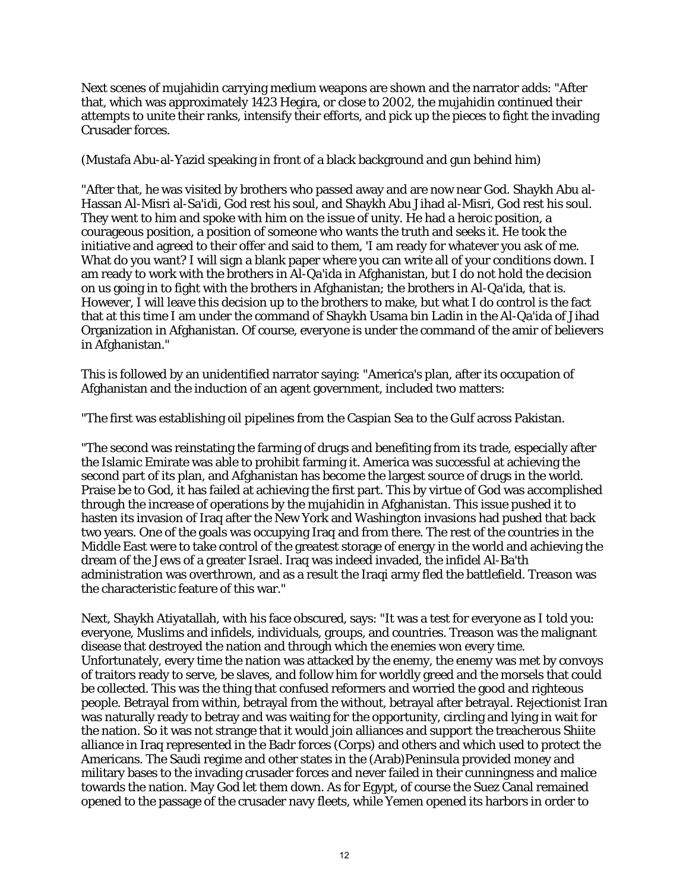Next scenes of mujahidin carrying medium weapons are shown and the narrator adds: "After that, which was approximately 1423 Hegira, or close to 2002, the mujahidin continued their attempts to unite their ranks, intensify their efforts, and pick up the pieces to fight the invading Crusader forces.

(Mustafa Abu-al-Yazid speaking in front of a black background and gun behind him)

"After that, he was visited by brothers who passed away and are now near God. Shaykh Abu al-Hassan Al-Misri al-Sa'idi, God rest his soul, and Shaykh Abu Jihad al-Misri, God rest his soul. They went to him and spoke with him on the issue of unity. He had a heroic position, a courageous position, a position of someone who wants the truth and seeks it. He took the initiative and agreed to their offer and said to them, 'I am ready for whatever you ask of me. What do you want? I will sign a blank paper where you can write all of your conditions down. I am ready to work with the brothers in Al-Qa'ida in Afghanistan, but I do not hold the decision on us going in to fight with the brothers in Afghanistan; the brothers in Al-Qa'ida, that is. However, I will leave this decision up to the brothers to make, but what I do control is the fact that at this time I am under the command of Shaykh Usama bin Ladin in the Al-Qa'ida of Jihad Organization in Afghanistan. Of course, everyone is under the command of the amir of believers in Afghanistan."

This is followed by an unidentified narrator saying: "America's plan, after its occupation of Afghanistan and the induction of an agent government, included two matters:

"The first was establishing oil pipelines from the Caspian Sea to the Gulf across Pakistan.

"The second was reinstating the farming of drugs and benefiting from its trade, especially after the Islamic Emirate was able to prohibit farming it. America was successful at achieving the second part of its plan, and Afghanistan has become the largest source of drugs in the world. Praise be to God, it has failed at achieving the first part. This by virtue of God was accomplished through the increase of operations by the mujahidin in Afghanistan. This issue pushed it to hasten its invasion of Iraq after the New York and Washington invasions had pushed that back two years. One of the goals was occupying Iraq and from there. The rest of the countries in the Middle East were to take control of the greatest storage of energy in the world and achieving the dream of the Jews of a greater Israel. Iraq was indeed invaded, the infidel Al-Ba'th administration was overthrown, and as a result the Iraqi army fled the battlefield. Treason was the characteristic feature of this war."

Next, Shaykh Atiyatallah, with his face obscured, says: "It was a test for everyone as I told you: everyone, Muslims and infidels, individuals, groups, and countries. Treason was the malignant disease that destroyed the nation and through which the enemies won every time. Unfortunately, every time the nation was attacked by the enemy, the enemy was met by convoys of traitors ready to serve, be slaves, and follow him for worldly greed and the morsels that could be collected. This was the thing that confused reformers and worried the good and righteous people. Betrayal from within, betrayal from the without, betrayal after betrayal. Rejectionist Iran was naturally ready to betray and was waiting for the opportunity, circling and lying in wait for the nation. So it was not strange that it would join alliances and support the treacherous Shiite alliance in Iraq represented in the Badr forces (Corps) and others and which used to protect the Americans. The Saudi regime and other states in the (Arab)Peninsula provided money and military bases to the invading crusader forces and never failed in their cunningness and malice towards the nation. May God let them down. As for Egypt, of course the Suez Canal remained opened to the passage of the crusader navy fleets, while Yemen opened its harbors in order to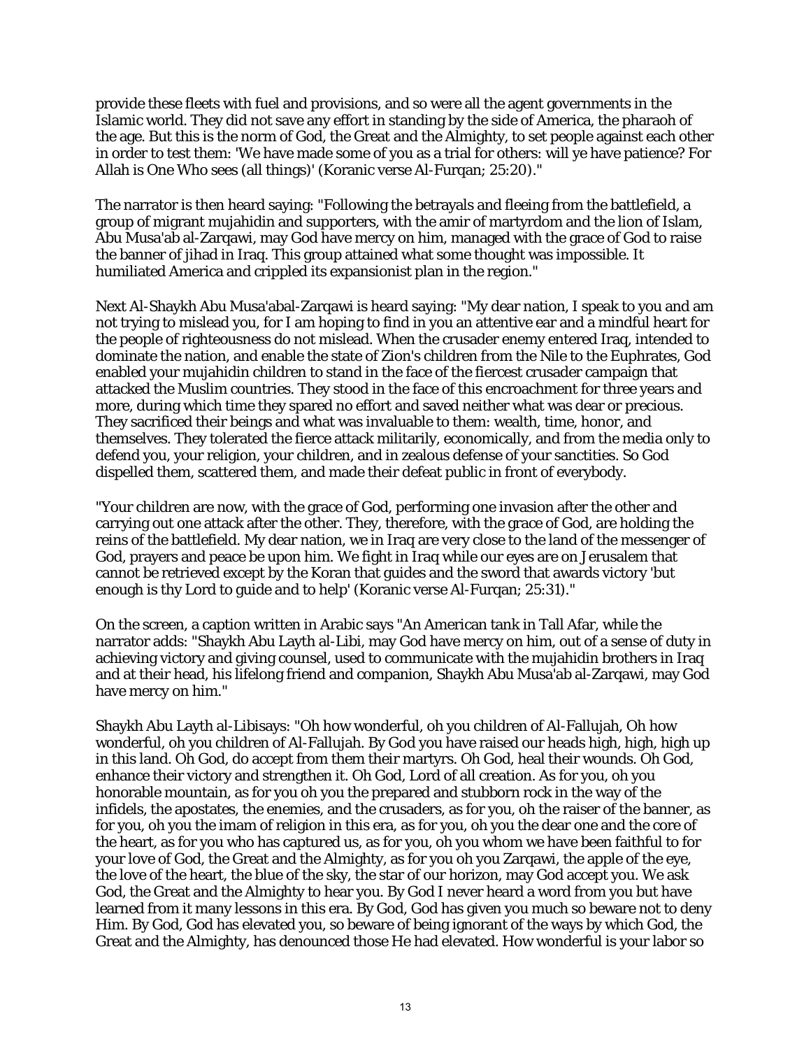provide these fleets with fuel and provisions, and so were all the agent governments in the Islamic world. They did not save any effort in standing by the side of America, the pharaoh of the age. But this is the norm of God, the Great and the Almighty, to set people against each other in order to test them: 'We have made some of you as a trial for others: will ye have patience? For Allah is One Who sees (all things)' (Koranic verse Al-Furqan; 25:20)."

The narrator is then heard saying: "Following the betrayals and fleeing from the battlefield, a group of migrant mujahidin and supporters, with the amir of martyrdom and the lion of Islam, Abu Musa'ab al-Zarqawi, may God have mercy on him, managed with the grace of God to raise the banner of jihad in Iraq. This group attained what some thought was impossible. It humiliated America and crippled its expansionist plan in the region."

Next Al-Shaykh Abu Musa'abal-Zarqawi is heard saying: "My dear nation, I speak to you and am not trying to mislead you, for I am hoping to find in you an attentive ear and a mindful heart for the people of righteousness do not mislead. When the crusader enemy entered Iraq, intended to dominate the nation, and enable the state of Zion's children from the Nile to the Euphrates, God enabled your mujahidin children to stand in the face of the fiercest crusader campaign that attacked the Muslim countries. They stood in the face of this encroachment for three years and more, during which time they spared no effort and saved neither what was dear or precious. They sacrificed their beings and what was invaluable to them: wealth, time, honor, and themselves. They tolerated the fierce attack militarily, economically, and from the media only to defend you, your religion, your children, and in zealous defense of your sanctities. So God dispelled them, scattered them, and made their defeat public in front of everybody.

"Your children are now, with the grace of God, performing one invasion after the other and carrying out one attack after the other. They, therefore, with the grace of God, are holding the reins of the battlefield. My dear nation, we in Iraq are very close to the land of the messenger of God, prayers and peace be upon him. We fight in Iraq while our eyes are on Jerusalem that cannot be retrieved except by the Koran that guides and the sword that awards victory 'but enough is thy Lord to guide and to help' (Koranic verse Al-Furqan; 25:31)."

On the screen, a caption written in Arabic says "An American tank in Tall Afar, while the narrator adds: "Shaykh Abu Layth al-Libi, may God have mercy on him, out of a sense of duty in achieving victory and giving counsel, used to communicate with the mujahidin brothers in Iraq and at their head, his lifelong friend and companion, Shaykh Abu Musa'ab al-Zarqawi, may God have mercy on him."

Shaykh Abu Layth al-Libisays: "Oh how wonderful, oh you children of Al-Fallujah, Oh how wonderful, oh you children of Al-Fallujah. By God you have raised our heads high, high, high up in this land. Oh God, do accept from them their martyrs. Oh God, heal their wounds. Oh God, enhance their victory and strengthen it. Oh God, Lord of all creation. As for you, oh you honorable mountain, as for you oh you the prepared and stubborn rock in the way of the infidels, the apostates, the enemies, and the crusaders, as for you, oh the raiser of the banner, as for you, oh you the imam of religion in this era, as for you, oh you the dear one and the core of the heart, as for you who has captured us, as for you, oh you whom we have been faithful to for your love of God, the Great and the Almighty, as for you oh you Zarqawi, the apple of the eye, the love of the heart, the blue of the sky, the star of our horizon, may God accept you. We ask God, the Great and the Almighty to hear you. By God I never heard a word from you but have learned from it many lessons in this era. By God, God has given you much so beware not to deny Him. By God, God has elevated you, so beware of being ignorant of the ways by which God, the Great and the Almighty, has denounced those He had elevated. How wonderful is your labor so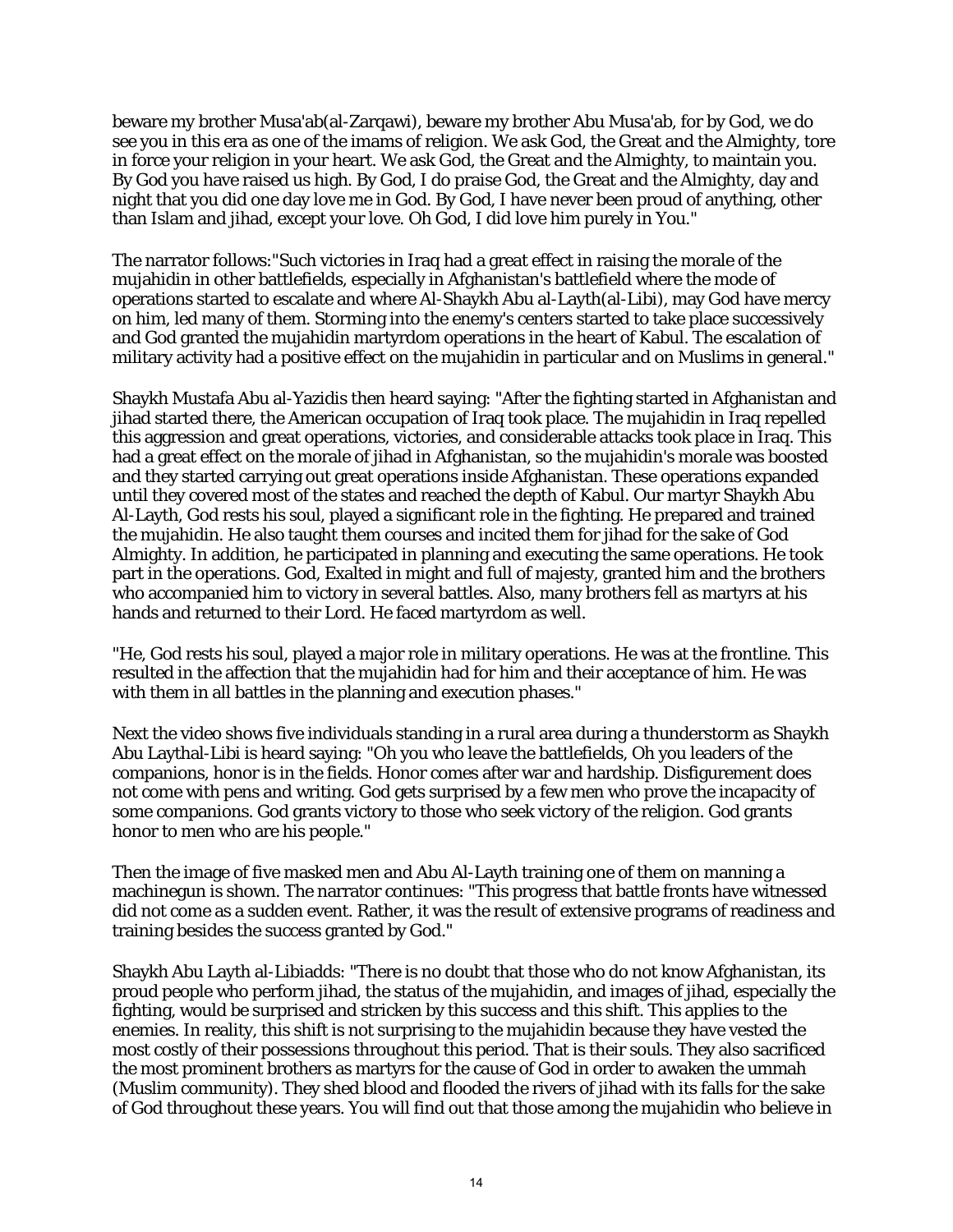beware my brother Musa'ab(al-Zarqawi), beware my brother Abu Musa'ab, for by God, we do see you in this era as one of the imams of religion. We ask God, the Great and the Almighty, tore in force your religion in your heart. We ask God, the Great and the Almighty, to maintain you. By God you have raised us high. By God, I do praise God, the Great and the Almighty, day and night that you did one day love me in God. By God, I have never been proud of anything, other than Islam and jihad, except your love. Oh God, I did love him purely in You."

The narrator follows:"Such victories in Iraq had a great effect in raising the morale of the mujahidin in other battlefields, especially in Afghanistan's battlefield where the mode of operations started to escalate and where Al-Shaykh Abu al-Layth(al-Libi), may God have mercy on him, led many of them. Storming into the enemy's centers started to take place successively and God granted the mujahidin martyrdom operations in the heart of Kabul. The escalation of military activity had a positive effect on the mujahidin in particular and on Muslims in general."

Shaykh Mustafa Abu al-Yazidis then heard saying: "After the fighting started in Afghanistan and jihad started there, the American occupation of Iraq took place. The mujahidin in Iraq repelled this aggression and great operations, victories, and considerable attacks took place in Iraq. This had a great effect on the morale of jihad in Afghanistan, so the mujahidin's morale was boosted and they started carrying out great operations inside Afghanistan. These operations expanded until they covered most of the states and reached the depth of Kabul. Our martyr Shaykh Abu Al-Layth, God rests his soul, played a significant role in the fighting. He prepared and trained the mujahidin. He also taught them courses and incited them for jihad for the sake of God Almighty. In addition, he participated in planning and executing the same operations. He took part in the operations. God, Exalted in might and full of majesty, granted him and the brothers who accompanied him to victory in several battles. Also, many brothers fell as martyrs at his hands and returned to their Lord. He faced martyrdom as well.

"He, God rests his soul, played a major role in military operations. He was at the frontline. This resulted in the affection that the mujahidin had for him and their acceptance of him. He was with them in all battles in the planning and execution phases."

Next the video shows five individuals standing in a rural area during a thunderstorm as Shaykh Abu Laythal-Libi is heard saying: "Oh you who leave the battlefields, Oh you leaders of the companions, honor is in the fields. Honor comes after war and hardship. Disfigurement does not come with pens and writing. God gets surprised by a few men who prove the incapacity of some companions. God grants victory to those who seek victory of the religion. God grants honor to men who are his people."

Then the image of five masked men and Abu Al-Layth training one of them on manning a machinegun is shown. The narrator continues: "This progress that battle fronts have witnessed did not come as a sudden event. Rather, it was the result of extensive programs of readiness and training besides the success granted by God."

Shaykh Abu Layth al-Libiadds: "There is no doubt that those who do not know Afghanistan, its proud people who perform jihad, the status of the mujahidin, and images of jihad, especially the fighting, would be surprised and stricken by this success and this shift. This applies to the enemies. In reality, this shift is not surprising to the mujahidin because they have vested the most costly of their possessions throughout this period. That is their souls. They also sacrificed the most prominent brothers as martyrs for the cause of God in order to awaken the ummah (Muslim community). They shed blood and flooded the rivers of jihad with its falls for the sake of God throughout these years. You will find out that those among the mujahidin who believe in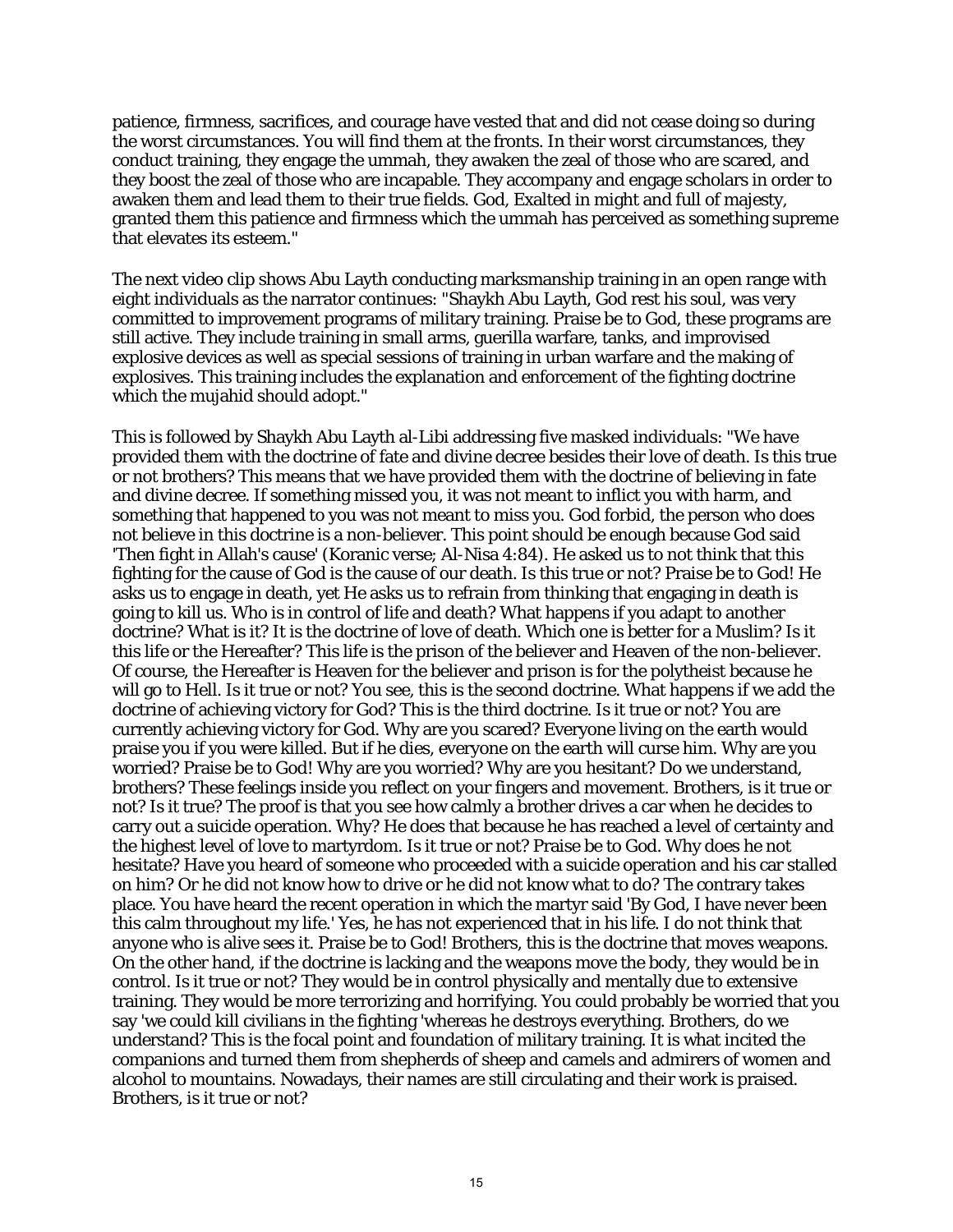patience, firmness, sacrifices, and courage have vested that and did not cease doing so during the worst circumstances. You will find them at the fronts. In their worst circumstances, they conduct training, they engage the ummah, they awaken the zeal of those who are scared, and they boost the zeal of those who are incapable. They accompany and engage scholars in order to awaken them and lead them to their true fields. God, Exalted in might and full of majesty, granted them this patience and firmness which the ummah has perceived as something supreme that elevates its esteem."

The next video clip shows Abu Layth conducting marksmanship training in an open range with eight individuals as the narrator continues: "Shaykh Abu Layth, God rest his soul, was very committed to improvement programs of military training. Praise be to God, these programs are still active. They include training in small arms, guerilla warfare, tanks, and improvised explosive devices as well as special sessions of training in urban warfare and the making of explosives. This training includes the explanation and enforcement of the fighting doctrine which the mujahid should adopt."

This is followed by Shaykh Abu Layth al-Libi addressing five masked individuals: "We have provided them with the doctrine of fate and divine decree besides their love of death. Is this true or not brothers? This means that we have provided them with the doctrine of believing in fate and divine decree. If something missed you, it was not meant to inflict you with harm, and something that happened to you was not meant to miss you. God forbid, the person who does not believe in this doctrine is a non-believer. This point should be enough because God said 'Then fight in Allah's cause' (Koranic verse; Al-Nisa 4:84). He asked us to not think that this fighting for the cause of God is the cause of our death. Is this true or not? Praise be to God! He asks us to engage in death, yet He asks us to refrain from thinking that engaging in death is going to kill us. Who is in control of life and death? What happens if you adapt to another doctrine? What is it? It is the doctrine of love of death. Which one is better for a Muslim? Is it this life or the Hereafter? This life is the prison of the believer and Heaven of the non-believer. Of course, the Hereafter is Heaven for the believer and prison is for the polytheist because he will go to Hell. Is it true or not? You see, this is the second doctrine. What happens if we add the doctrine of achieving victory for God? This is the third doctrine. Is it true or not? You are currently achieving victory for God. Why are you scared? Everyone living on the earth would praise you if you were killed. But if he dies, everyone on the earth will curse him. Why are you worried? Praise be to God! Why are you worried? Why are you hesitant? Do we understand, brothers? These feelings inside you reflect on your fingers and movement. Brothers, is it true or not? Is it true? The proof is that you see how calmly a brother drives a car when he decides to carry out a suicide operation. Why? He does that because he has reached a level of certainty and the highest level of love to martyrdom. Is it true or not? Praise be to God. Why does he not hesitate? Have you heard of someone who proceeded with a suicide operation and his car stalled on him? Or he did not know how to drive or he did not know what to do? The contrary takes place. You have heard the recent operation in which the martyr said 'By God, I have never been this calm throughout my life.' Yes, he has not experienced that in his life. I do not think that anyone who is alive sees it. Praise be to God! Brothers, this is the doctrine that moves weapons. On the other hand, if the doctrine is lacking and the weapons move the body, they would be in control. Is it true or not? They would be in control physically and mentally due to extensive training. They would be more terrorizing and horrifying. You could probably be worried that you say 'we could kill civilians in the fighting 'whereas he destroys everything. Brothers, do we understand? This is the focal point and foundation of military training. It is what incited the companions and turned them from shepherds of sheep and camels and admirers of women and alcohol to mountains. Nowadays, their names are still circulating and their work is praised. Brothers, is it true or not?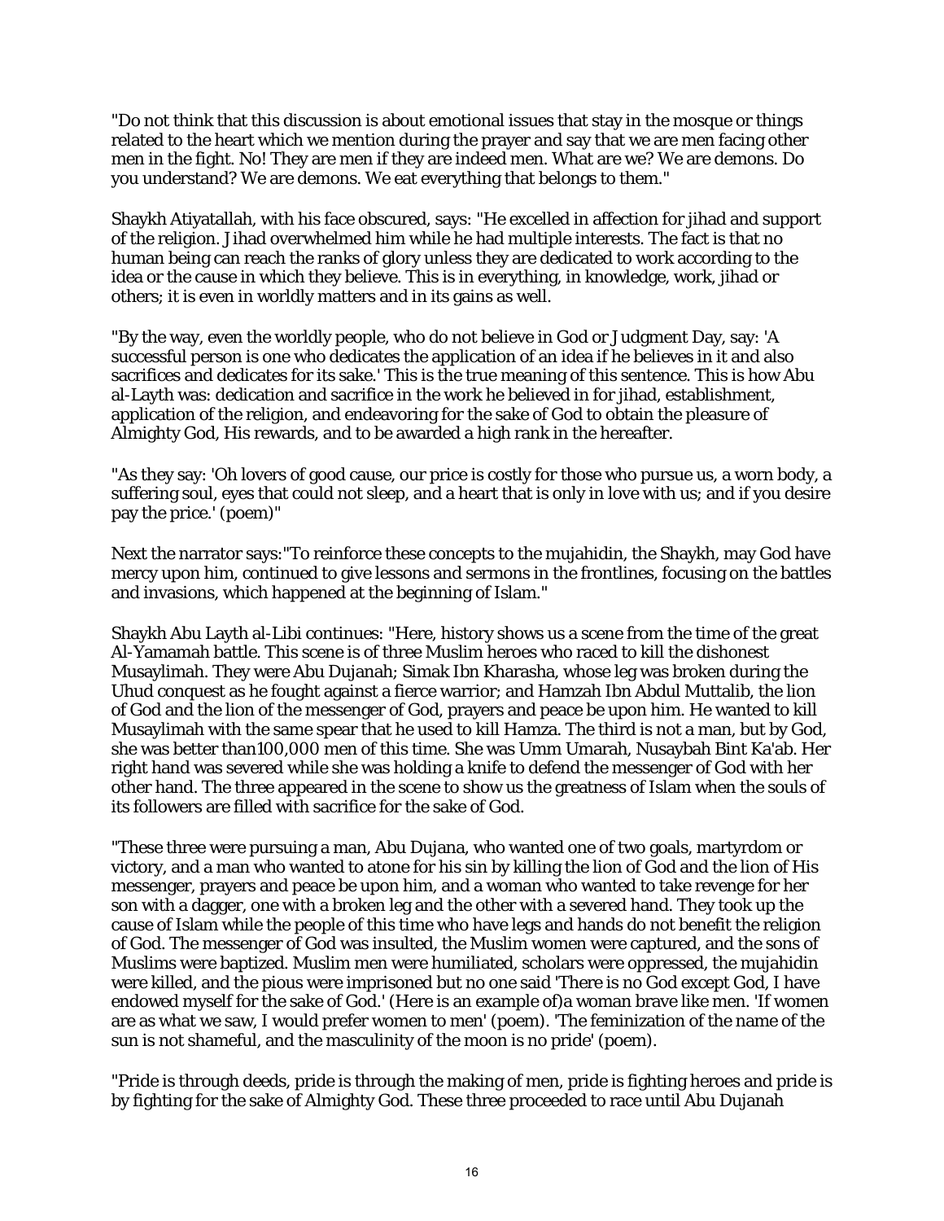"Do not think that this discussion is about emotional issues that stay in the mosque or things related to the heart which we mention during the prayer and say that we are men facing other men in the fight. No! They are men if they are indeed men. What are we? We are demons. Do you understand? We are demons. We eat everything that belongs to them."

Shaykh Atiyatallah, with his face obscured, says: "He excelled in affection for jihad and support of the religion. Jihad overwhelmed him while he had multiple interests. The fact is that no human being can reach the ranks of glory unless they are dedicated to work according to the idea or the cause in which they believe. This is in everything, in knowledge, work, jihad or others; it is even in worldly matters and in its gains as well.

"By the way, even the worldly people, who do not believe in God or Judgment Day, say: 'A successful person is one who dedicates the application of an idea if he believes in it and also sacrifices and dedicates for its sake.' This is the true meaning of this sentence. This is how Abu al-Layth was: dedication and sacrifice in the work he believed in for jihad, establishment, application of the religion, and endeavoring for the sake of God to obtain the pleasure of Almighty God, His rewards, and to be awarded a high rank in the hereafter.

"As they say: 'Oh lovers of good cause, our price is costly for those who pursue us, a worn body, a suffering soul, eyes that could not sleep, and a heart that is only in love with us; and if you desire pay the price.' (poem)"

Next the narrator says:"To reinforce these concepts to the mujahidin, the Shaykh, may God have mercy upon him, continued to give lessons and sermons in the frontlines, focusing on the battles and invasions, which happened at the beginning of Islam."

Shaykh Abu Layth al-Libi continues: "Here, history shows us a scene from the time of the great Al-Yamamah battle. This scene is of three Muslim heroes who raced to kill the dishonest Musaylimah. They were Abu Dujanah; Simak Ibn Kharasha, whose leg was broken during the Uhud conquest as he fought against a fierce warrior; and Hamzah Ibn Abdul Muttalib, the lion of God and the lion of the messenger of God, prayers and peace be upon him. He wanted to kill Musaylimah with the same spear that he used to kill Hamza. The third is not a man, but by God, she was better than100,000 men of this time. She was Umm Umarah, Nusaybah Bint Ka'ab. Her right hand was severed while she was holding a knife to defend the messenger of God with her other hand. The three appeared in the scene to show us the greatness of Islam when the souls of its followers are filled with sacrifice for the sake of God.

"These three were pursuing a man, Abu Dujana, who wanted one of two goals, martyrdom or victory, and a man who wanted to atone for his sin by killing the lion of God and the lion of His messenger, prayers and peace be upon him, and a woman who wanted to take revenge for her son with a dagger, one with a broken leg and the other with a severed hand. They took up the cause of Islam while the people of this time who have legs and hands do not benefit the religion of God. The messenger of God was insulted, the Muslim women were captured, and the sons of Muslims were baptized. Muslim men were humiliated, scholars were oppressed, the mujahidin were killed, and the pious were imprisoned but no one said 'There is no God except God, I have endowed myself for the sake of God.' (Here is an example of)a woman brave like men. 'If women are as what we saw, I would prefer women to men' (poem). 'The feminization of the name of the sun is not shameful, and the masculinity of the moon is no pride' (poem).

"Pride is through deeds, pride is through the making of men, pride is fighting heroes and pride is by fighting for the sake of Almighty God. These three proceeded to race until Abu Dujanah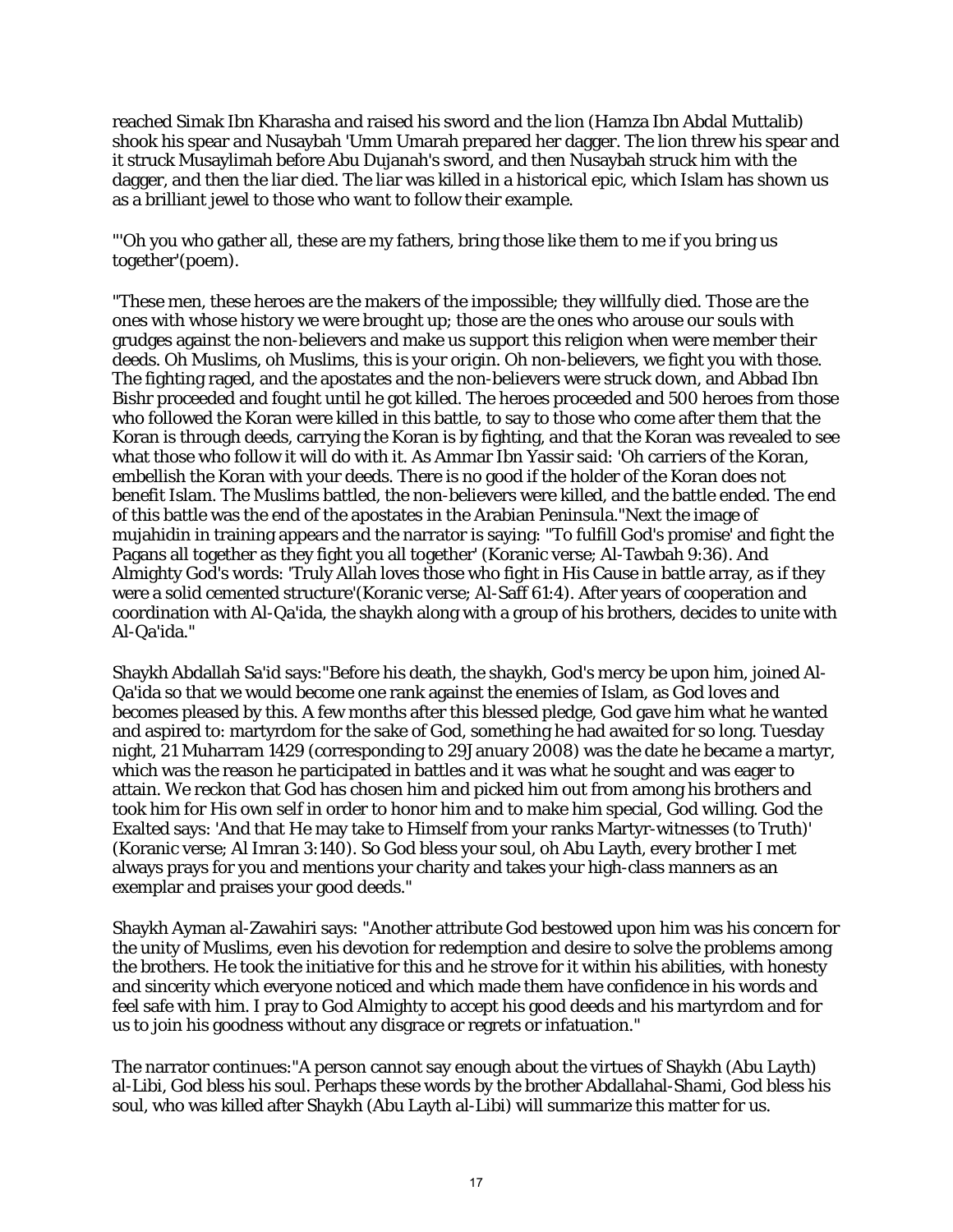reached Simak Ibn Kharasha and raised his sword and the lion (Hamza Ibn Abdal Muttalib) shook his spear and Nusaybah 'Umm Umarah prepared her dagger. The lion threw his spear and it struck Musaylimah before Abu Dujanah's sword, and then Nusaybah struck him with the dagger, and then the liar died. The liar was killed in a historical epic, which Islam has shown us as a brilliant jewel to those who want to follow their example.

"'Oh you who gather all, these are my fathers, bring those like them to me if you bring us together'(poem).

"These men, these heroes are the makers of the impossible; they willfully died. Those are the ones with whose history we were brought up; those are the ones who arouse our souls with grudges against the non-believers and make us support this religion when were member their deeds. Oh Muslims, oh Muslims, this is your origin. Oh non-believers, we fight you with those. The fighting raged, and the apostates and the non-believers were struck down, and Abbad Ibn Bishr proceeded and fought until he got killed. The heroes proceeded and 500 heroes from those who followed the Koran were killed in this battle, to say to those who come after them that the Koran is through deeds, carrying the Koran is by fighting, and that the Koran was revealed to see what those who follow it will do with it. As Ammar Ibn Yassir said: 'Oh carriers of the Koran, embellish the Koran with your deeds. There is no good if the holder of the Koran does not benefit Islam. The Muslims battled, the non-believers were killed, and the battle ended. The end of this battle was the end of the apostates in the Arabian Peninsula."Next the image of mujahidin in training appears and the narrator is saying: "To fulfill God's promise' and fight the Pagans all together as they fight you all together' (Koranic verse; Al-Tawbah 9:36). And Almighty God's words: 'Truly Allah loves those who fight in His Cause in battle array, as if they were a solid cemented structure'(Koranic verse; Al-Saff 61:4). After years of cooperation and coordination with Al-Qa'ida, the shaykh along with a group of his brothers, decides to unite with Al-Qa'ida."

Shaykh Abdallah Sa'id says:"Before his death, the shaykh, God's mercy be upon him, joined Al-Qa'ida so that we would become one rank against the enemies of Islam, as God loves and becomes pleased by this. A few months after this blessed pledge, God gave him what he wanted and aspired to: martyrdom for the sake of God, something he had awaited for so long. Tuesday night, 21 Muharram 1429 (corresponding to 29January 2008) was the date he became a martyr, which was the reason he participated in battles and it was what he sought and was eager to attain. We reckon that God has chosen him and picked him out from among his brothers and took him for His own self in order to honor him and to make him special, God willing. God the Exalted says: 'And that He may take to Himself from your ranks Martyr-witnesses (to Truth)' (Koranic verse; Al Imran 3:140). So God bless your soul, oh Abu Layth, every brother I met always prays for you and mentions your charity and takes your high-class manners as an exemplar and praises your good deeds."

Shaykh Ayman al-Zawahiri says: "Another attribute God bestowed upon him was his concern for the unity of Muslims, even his devotion for redemption and desire to solve the problems among the brothers. He took the initiative for this and he strove for it within his abilities, with honesty and sincerity which everyone noticed and which made them have confidence in his words and feel safe with him. I pray to God Almighty to accept his good deeds and his martyrdom and for us to join his goodness without any disgrace or regrets or infatuation."

The narrator continues:"A person cannot say enough about the virtues of Shaykh (Abu Layth) al-Libi, God bless his soul. Perhaps these words by the brother Abdallahal-Shami, God bless his soul, who was killed after Shaykh (Abu Layth al-Libi) will summarize this matter for us.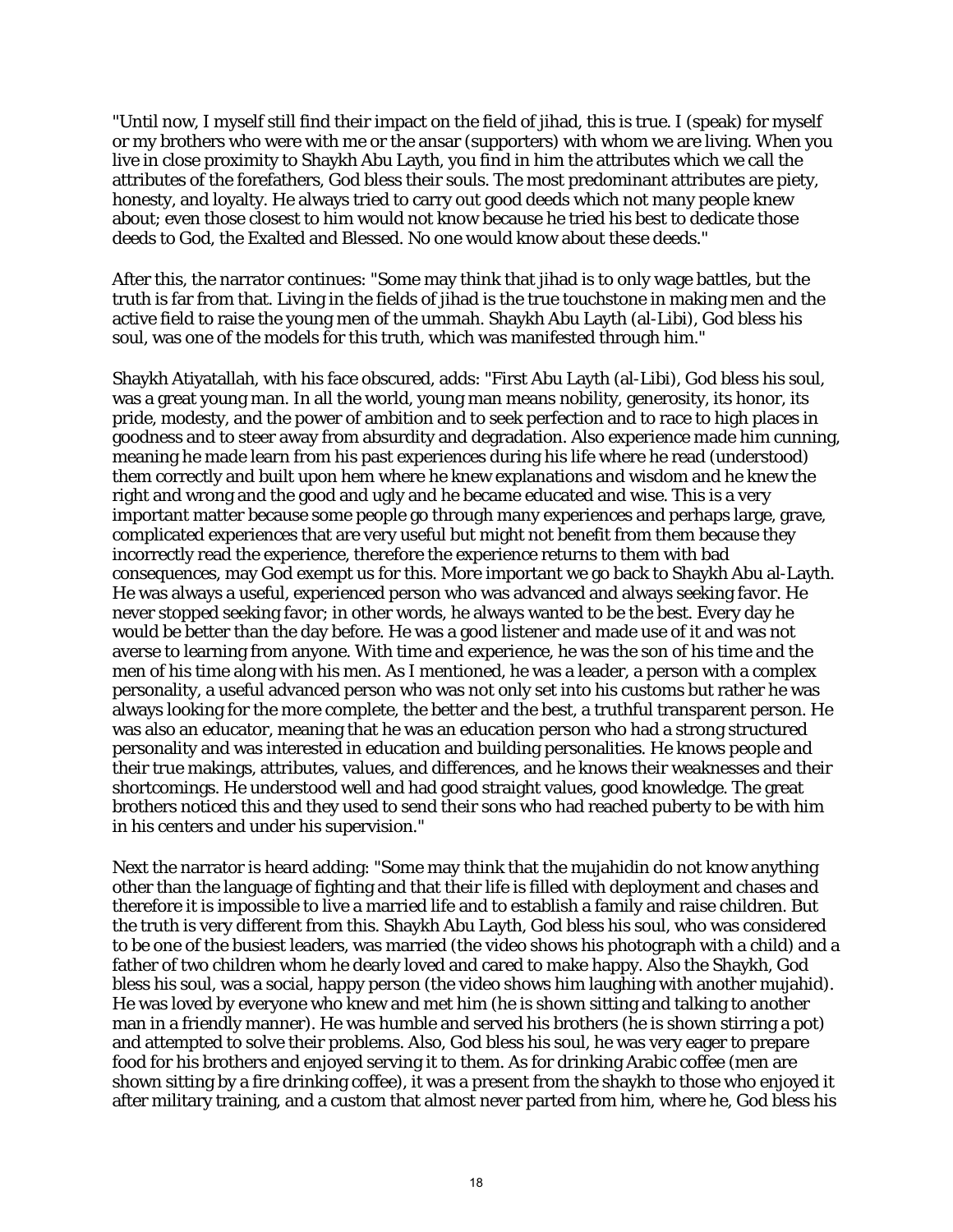"Until now, I myself still find their impact on the field of jihad, this is true. I (speak) for myself or my brothers who were with me or the ansar (supporters) with whom we are living. When you live in close proximity to Shaykh Abu Layth, you find in him the attributes which we call the attributes of the forefathers, God bless their souls. The most predominant attributes are piety, honesty, and loyalty. He always tried to carry out good deeds which not many people knew about; even those closest to him would not know because he tried his best to dedicate those deeds to God, the Exalted and Blessed. No one would know about these deeds."

After this, the narrator continues: "Some may think that jihad is to only wage battles, but the truth is far from that. Living in the fields of jihad is the true touchstone in making men and the active field to raise the young men of the ummah. Shaykh Abu Layth (al-Libi), God bless his soul, was one of the models for this truth, which was manifested through him."

Shaykh Atiyatallah, with his face obscured, adds: "First Abu Layth (al-Libi), God bless his soul, was a great young man. In all the world, young man means nobility, generosity, its honor, its pride, modesty, and the power of ambition and to seek perfection and to race to high places in goodness and to steer away from absurdity and degradation. Also experience made him cunning, meaning he made learn from his past experiences during his life where he read (understood) them correctly and built upon hem where he knew explanations and wisdom and he knew the right and wrong and the good and ugly and he became educated and wise. This is a very important matter because some people go through many experiences and perhaps large, grave, complicated experiences that are very useful but might not benefit from them because they incorrectly read the experience, therefore the experience returns to them with bad consequences, may God exempt us for this. More important we go back to Shaykh Abu al-Layth. He was always a useful, experienced person who was advanced and always seeking favor. He never stopped seeking favor; in other words, he always wanted to be the best. Every day he would be better than the day before. He was a good listener and made use of it and was not averse to learning from anyone. With time and experience, he was the son of his time and the men of his time along with his men. As I mentioned, he was a leader, a person with a complex personality, a useful advanced person who was not only set into his customs but rather he was always looking for the more complete, the better and the best, a truthful transparent person. He was also an educator, meaning that he was an education person who had a strong structured personality and was interested in education and building personalities. He knows people and their true makings, attributes, values, and differences, and he knows their weaknesses and their shortcomings. He understood well and had good straight values, good knowledge. The great brothers noticed this and they used to send their sons who had reached puberty to be with him in his centers and under his supervision."

Next the narrator is heard adding: "Some may think that the mujahidin do not know anything other than the language of fighting and that their life is filled with deployment and chases and therefore it is impossible to live a married life and to establish a family and raise children. But the truth is very different from this. Shaykh Abu Layth, God bless his soul, who was considered to be one of the busiest leaders, was married (the video shows his photograph with a child) and a father of two children whom he dearly loved and cared to make happy. Also the Shaykh, God bless his soul, was a social, happy person (the video shows him laughing with another mujahid). He was loved by everyone who knew and met him (he is shown sitting and talking to another man in a friendly manner). He was humble and served his brothers (he is shown stirring a pot) and attempted to solve their problems. Also, God bless his soul, he was very eager to prepare food for his brothers and enjoyed serving it to them. As for drinking Arabic coffee (men are shown sitting by a fire drinking coffee), it was a present from the shaykh to those who enjoyed it after military training, and a custom that almost never parted from him, where he, God bless his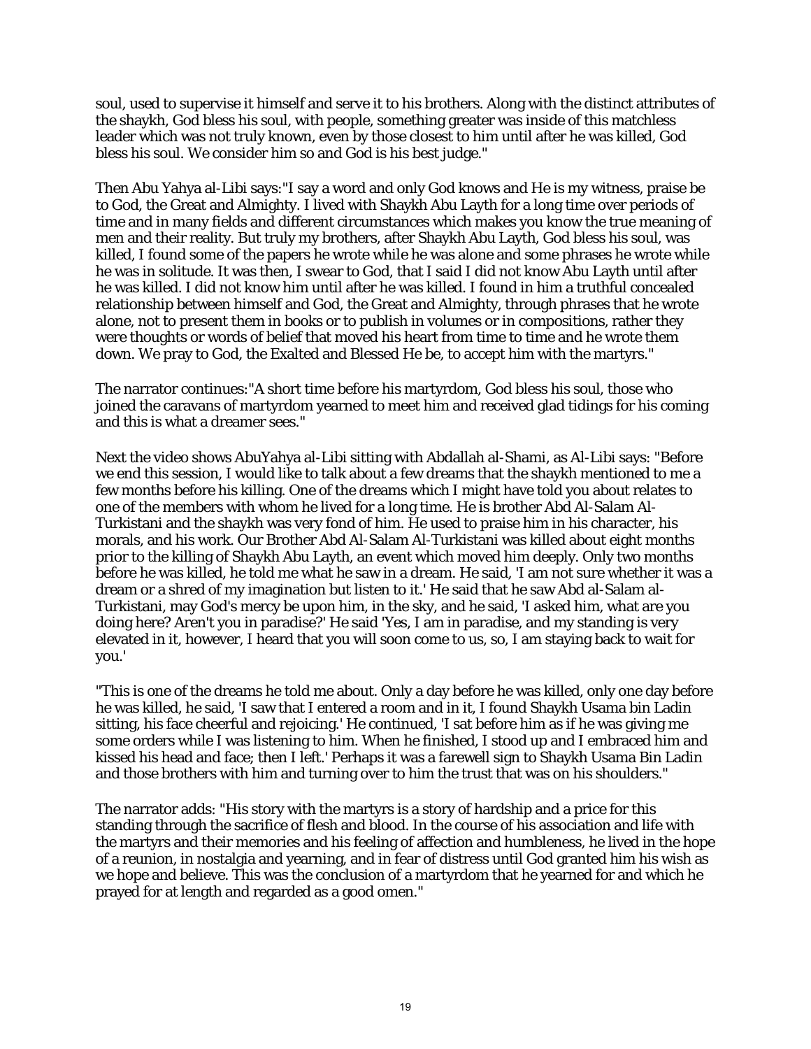soul, used to supervise it himself and serve it to his brothers. Along with the distinct attributes of the shaykh, God bless his soul, with people, something greater was inside of this matchless leader which was not truly known, even by those closest to him until after he was killed, God bless his soul. We consider him so and God is his best judge."

Then Abu Yahya al-Libi says:"I say a word and only God knows and He is my witness, praise be to God, the Great and Almighty. I lived with Shaykh Abu Layth for a long time over periods of time and in many fields and different circumstances which makes you know the true meaning of men and their reality. But truly my brothers, after Shaykh Abu Layth, God bless his soul, was killed, I found some of the papers he wrote while he was alone and some phrases he wrote while he was in solitude. It was then, I swear to God, that I said I did not know Abu Layth until after he was killed. I did not know him until after he was killed. I found in him a truthful concealed relationship between himself and God, the Great and Almighty, through phrases that he wrote alone, not to present them in books or to publish in volumes or in compositions, rather they were thoughts or words of belief that moved his heart from time to time and he wrote them down. We pray to God, the Exalted and Blessed He be, to accept him with the martyrs."

The narrator continues:"A short time before his martyrdom, God bless his soul, those who joined the caravans of martyrdom yearned to meet him and received glad tidings for his coming and this is what a dreamer sees."

Next the video shows AbuYahya al-Libi sitting with Abdallah al-Shami, as Al-Libi says: "Before we end this session, I would like to talk about a few dreams that the shaykh mentioned to me a few months before his killing. One of the dreams which I might have told you about relates to one of the members with whom he lived for a long time. He is brother Abd Al-Salam Al-Turkistani and the shaykh was very fond of him. He used to praise him in his character, his morals, and his work. Our Brother Abd Al-Salam Al-Turkistani was killed about eight months prior to the killing of Shaykh Abu Layth, an event which moved him deeply. Only two months before he was killed, he told me what he saw in a dream. He said, 'I am not sure whether it was a dream or a shred of my imagination but listen to it.' He said that he saw Abd al-Salam al-Turkistani, may God's mercy be upon him, in the sky, and he said, 'I asked him, what are you doing here? Aren't you in paradise?' He said 'Yes, I am in paradise, and my standing is very elevated in it, however, I heard that you will soon come to us, so, I am staying back to wait for you.'

"This is one of the dreams he told me about. Only a day before he was killed, only one day before he was killed, he said, 'I saw that I entered a room and in it, I found Shaykh Usama bin Ladin sitting, his face cheerful and rejoicing.' He continued, 'I sat before him as if he was giving me some orders while I was listening to him. When he finished, I stood up and I embraced him and kissed his head and face; then I left.' Perhaps it was a farewell sign to Shaykh Usama Bin Ladin and those brothers with him and turning over to him the trust that was on his shoulders."

The narrator adds: "His story with the martyrs is a story of hardship and a price for this standing through the sacrifice of flesh and blood. In the course of his association and life with the martyrs and their memories and his feeling of affection and humbleness, he lived in the hope of a reunion, in nostalgia and yearning, and in fear of distress until God granted him his wish as we hope and believe. This was the conclusion of a martyrdom that he yearned for and which he prayed for at length and regarded as a good omen."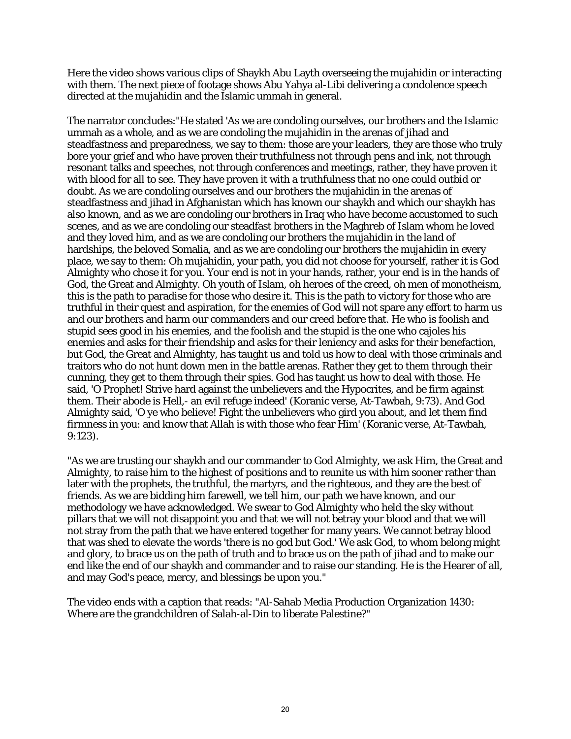Here the video shows various clips of Shaykh Abu Layth overseeing the mujahidin or interacting with them. The next piece of footage shows Abu Yahya al-Libi delivering a condolence speech directed at the mujahidin and the Islamic ummah in general.

The narrator concludes:"He stated 'As we are condoling ourselves, our brothers and the Islamic ummah as a whole, and as we are condoling the mujahidin in the arenas of jihad and steadfastness and preparedness, we say to them: those are your leaders, they are those who truly bore your grief and who have proven their truthfulness not through pens and ink, not through resonant talks and speeches, not through conferences and meetings, rather, they have proven it with blood for all to see. They have proven it with a truthfulness that no one could outbid or doubt. As we are condoling ourselves and our brothers the mujahidin in the arenas of steadfastness and jihad in Afghanistan which has known our shaykh and which our shaykh has also known, and as we are condoling our brothers in Iraq who have become accustomed to such scenes, and as we are condoling our steadfast brothers in the Maghreb of Islam whom he loved and they loved him, and as we are condoling our brothers the mujahidin in the land of hardships, the beloved Somalia, and as we are condoling our brothers the mujahidin in every place, we say to them: Oh mujahidin, your path, you did not choose for yourself, rather it is God Almighty who chose it for you. Your end is not in your hands, rather, your end is in the hands of God, the Great and Almighty. Oh youth of Islam, oh heroes of the creed, oh men of monotheism, this is the path to paradise for those who desire it. This is the path to victory for those who are truthful in their quest and aspiration, for the enemies of God will not spare any effort to harm us and our brothers and harm our commanders and our creed before that. He who is foolish and stupid sees good in his enemies, and the foolish and the stupid is the one who cajoles his enemies and asks for their friendship and asks for their leniency and asks for their benefaction, but God, the Great and Almighty, has taught us and told us how to deal with those criminals and traitors who do not hunt down men in the battle arenas. Rather they get to them through their cunning, they get to them through their spies. God has taught us how to deal with those. He said, 'O Prophet! Strive hard against the unbelievers and the Hypocrites, and be firm against them. Their abode is Hell,- an evil refuge indeed' (Koranic verse, At-Tawbah, 9:73). And God Almighty said, 'O ye who believe! Fight the unbelievers who gird you about, and let them find firmness in you: and know that Allah is with those who fear Him' (Koranic verse, At-Tawbah, 9:123).

"As we are trusting our shaykh and our commander to God Almighty, we ask Him, the Great and Almighty, to raise him to the highest of positions and to reunite us with him sooner rather than later with the prophets, the truthful, the martyrs, and the righteous, and they are the best of friends. As we are bidding him farewell, we tell him, our path we have known, and our methodology we have acknowledged. We swear to God Almighty who held the sky without pillars that we will not disappoint you and that we will not betray your blood and that we will not stray from the path that we have entered together for many years. We cannot betray blood that was shed to elevate the words 'there is no god but God.' We ask God, to whom belong might and glory, to brace us on the path of truth and to brace us on the path of jihad and to make our end like the end of our shaykh and commander and to raise our standing. He is the Hearer of all, and may God's peace, mercy, and blessings be upon you."

The video ends with a caption that reads: "Al-Sahab Media Production Organization 1430: Where are the grandchildren of Salah-al-Din to liberate Palestine?"